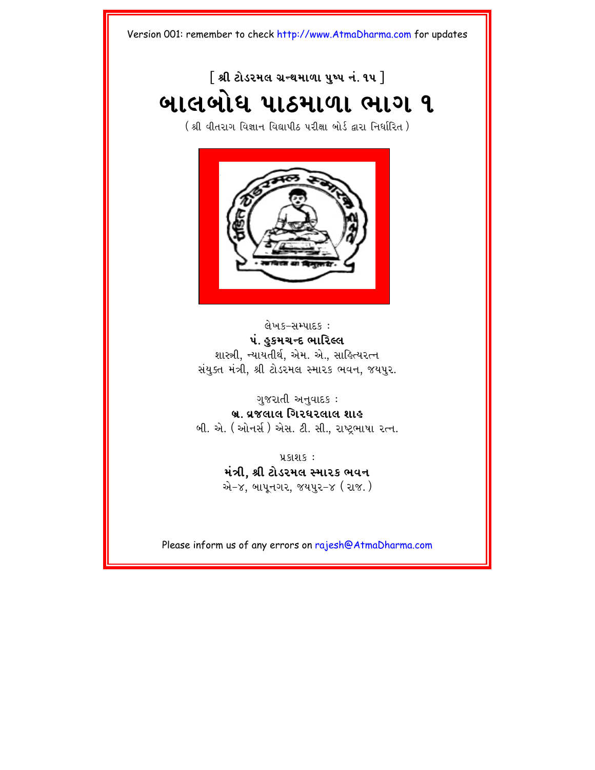Version 001: remember to check http://www.AtmaDharma.com for updates

[ શ્રી ટોડરમલ ગ્રન્થમાળા પુષ્પ નં. ૧૫ ]

# બાલબોધ પાઠમાળા ભાગ ૧

( શ્રી વીતરાગ વિજ્ઞાન વિદ્યાપીઠ પરીક્ષા બોર્ડ દ્વારા નિર્ધારિત )

લેખક–સમ્પાદક :

**પં. હુકમચન્દ ભારિલ્લ**

શાસ્ત્રી, ન્યાયતીર્થ, એમ. એ., સાહિત્યરત્ન

સંયુક્ત મંત્રી, શ્રી ટોડરમલ સ્મારક ભવન, જયપુર.

ગુજરાતી અનુવાદક :

**બ્ર. વ્રજલાલ ગિરધરલાલ શાહ**

બી. એ. ( ઓનર્સ ) એસ. ટી. સી., રાષ્ટ્રભાષા રત્ન.

પ્રકાશક :

**મંત્રી, શ્રી ટોડરમલ સ્મારક ભવન**

એ–૪, બાપૂનગર, જયપુર–૪ ( રાજ. )

Please inform us of any errors on rajesh@AtmaDharma.com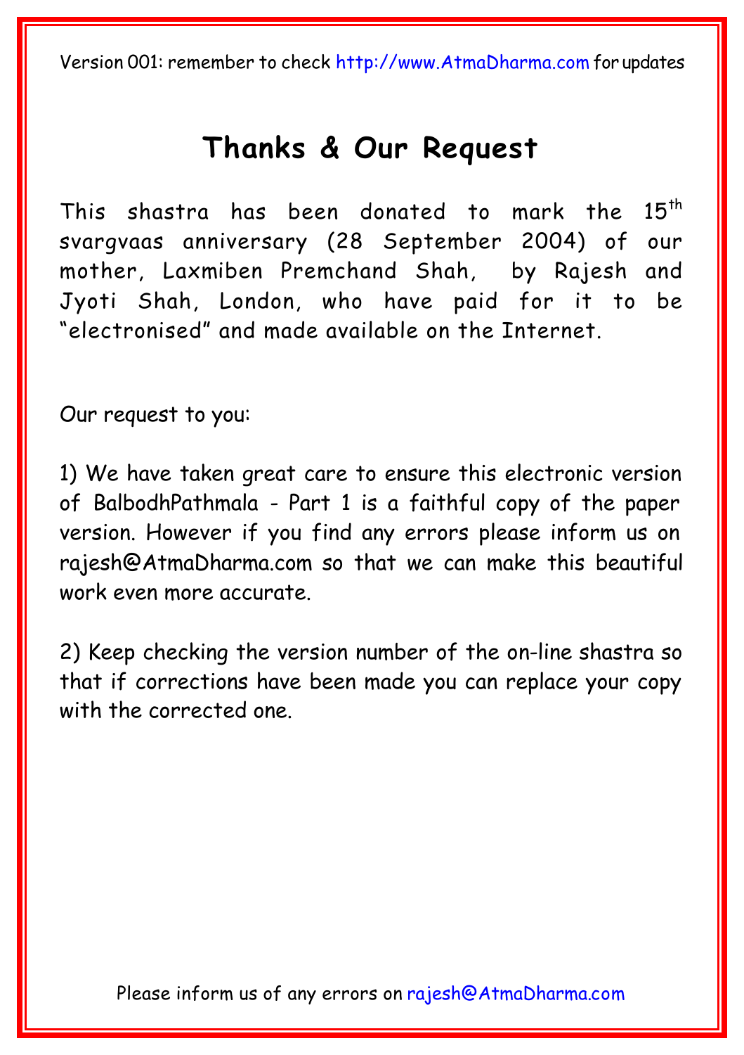Version 001: remember to check http://www.AtmaDharma.com for updates

# Thanks & Our Request

This shastra has been donated to mark the 15th svargvaas anniversary (28 September 2004) of our mother, Laxmiben Premchand Shah, by Rajesh and Jyoti Shah, London, who have paid for it to be "electronised" and made available on the Internet.

Our request to you:

1) We have taken great care to ensure this electronic version of BalbodhPathmala - Part 1 is a faithful copy of the paper version. However if you find any errors please inform us on rajesh@AtmaDharma.com so that we can make this beautiful work even more accurate.

2) Keep checking the version number of the on-line shastra so that if corrections have been made you can replace your copy with the corrected one.

Please inform us of any errors on rajesh@AtmaDharma.com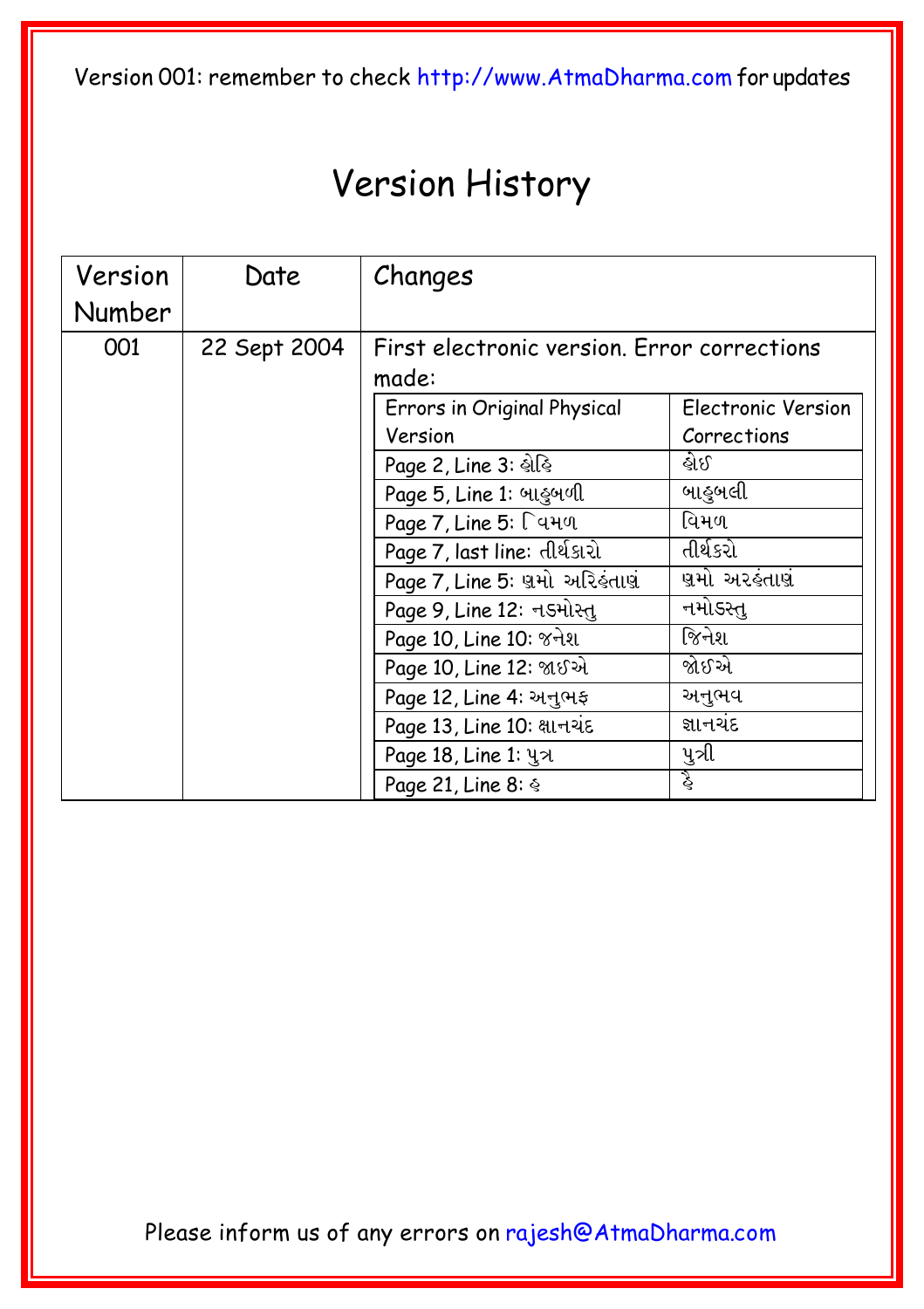Version 001: remember to check http://www.AtmaDharma.com for updates

# Version History

| Version Number | Date | Changes |
|---|---|---|
| 001 | 22 Sept 2004 | First electronic version. Error corrections made: |

| Errors in Original Physical Version | Electronic Version Corrections |
|---|---|
| Page 2, Line 3: હોહિ | હોઈ |
| Page 5, Line 1: બાહુબળી | બાહુબલી |
| Page 7, Line 5: િવમળ | વિમળ |
| Page 7, last line: તીર્થકારો | તીર્થકરો |
| Page 7, Line 5: ણમો અરિહંતાણં | ણમો અરહંતાણં |
| Page 9, Line 12: નડમોસ્તુ | નમોડસ્તુ |
| Page 10, Line 10: જનેશ | જિનેશ |
| Page 10, Line 12: જાઈએ | જોઈએ |
| Page 12, Line 4: અનુભફ | અનુભવ |
| Page 13, Line 10: ક્ષાનચંદ | જ્ઞાનચંદ |
| Page 18, Line 1: પુત્ર | પુત્રી |
| Page 21, Line 8: હ | હૈ |

Please inform us of any errors on rajesh@AtmaDharma.com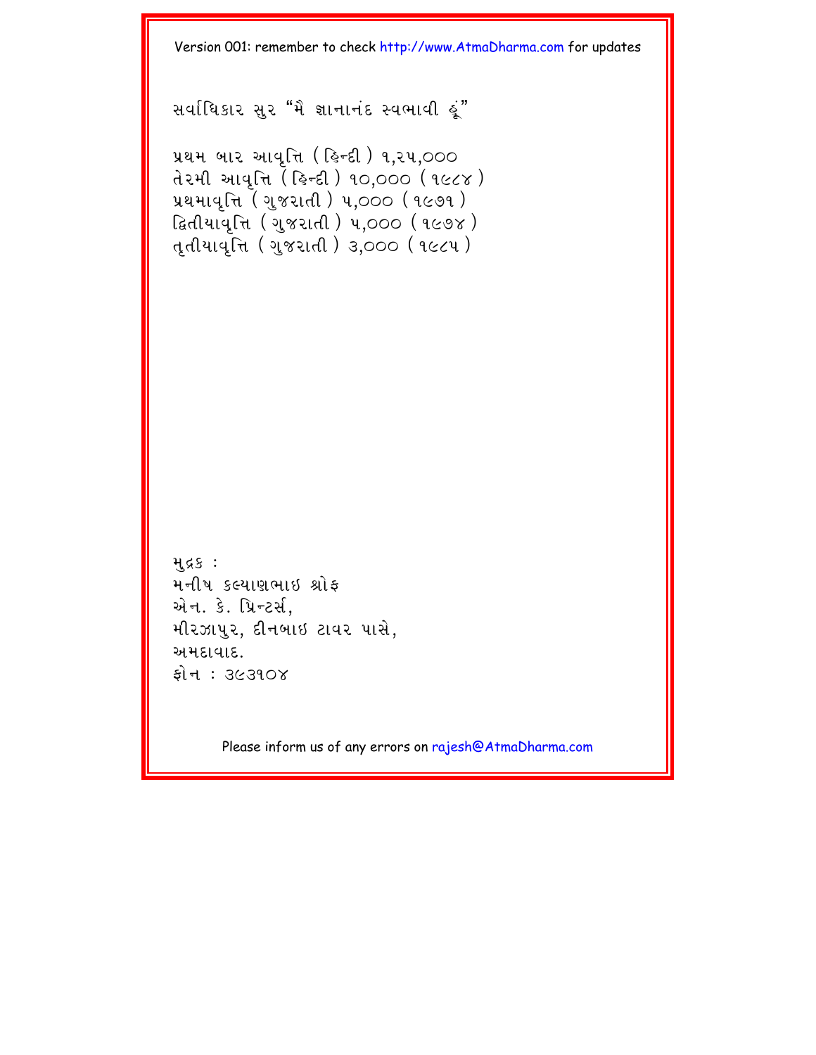સર્વાધિકાર સુર "મૈ જ્ઞાનાનંદ સ્વભાવી હૂં"

પ્રથમ બાર આવૃત્તિ ( હિન્દી ) ૧,૨૫,૦૦૦
તેરમી આવૃત્તિ ( હિન્દી ) ૧૦,૦૦૦ ( ૧૯૮૪ )
પ્રથમાવૃત્તિ ( ગુજરાતી ) ૫,૦૦૦ ( ૧૯૭૧ )
દ્વિતીયાવૃત્તિ ( ગુજરાતી ) ૫,૦૦૦ ( ૧૯૭૪ )
તૃતીયાવૃત્તિ ( ગુજરાતી ) ૩,૦૦૦ ( ૧૯૮૫ )

મુદ્રક :
મનીષ કલ્યાણભાઇ શ્રોફ
એન. કે. પ્રિન્ટર્સ,
મીરઝાપુર, દીનબાઇ ટાવર પાસે,
અમદાવાદ.
ફોન : ૩૯૩૧૦૪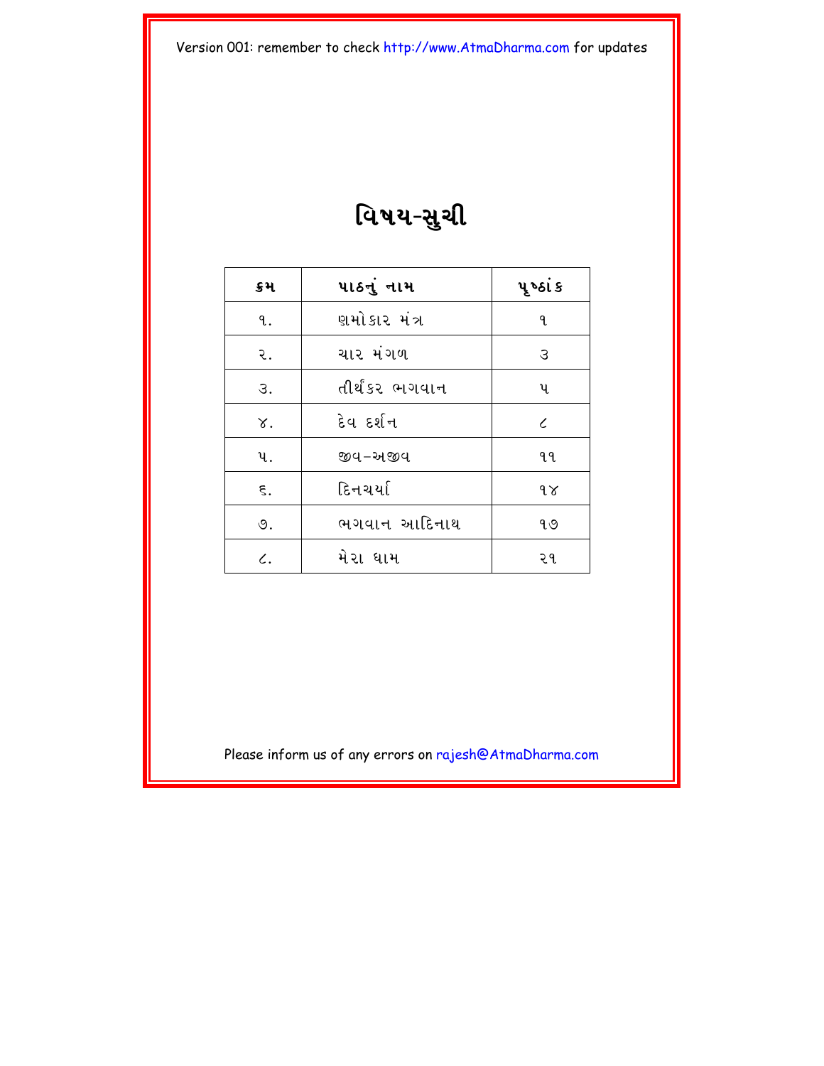Version 001: remember to check http://www.AtmaDharma.com for updates

# વિષય-સુચી

| ક્રમ | પાઠનું નામ | પૃષ્ઠાંક |
|---|---|---|
| ૧. | ણમોકાર મંત્ર | ૧ |
| ૨. | ચાર મંગળ | ૩ |
| ૩. | તીર્થંકર ભગવાન | ૫ |
| ૪. | દેવ દર્શન | ૮ |
| ૫. | જીવ-અજીવ | ૧૧ |
| ૬. | દિનચર્યા | ૧૪ |
| ૭. | ભગવાન આદિનાથ | ૧૭ |
| ૮. | મેરા ધામ | ૨૧ |

Please inform us of any errors on rajesh@AtmaDharma.com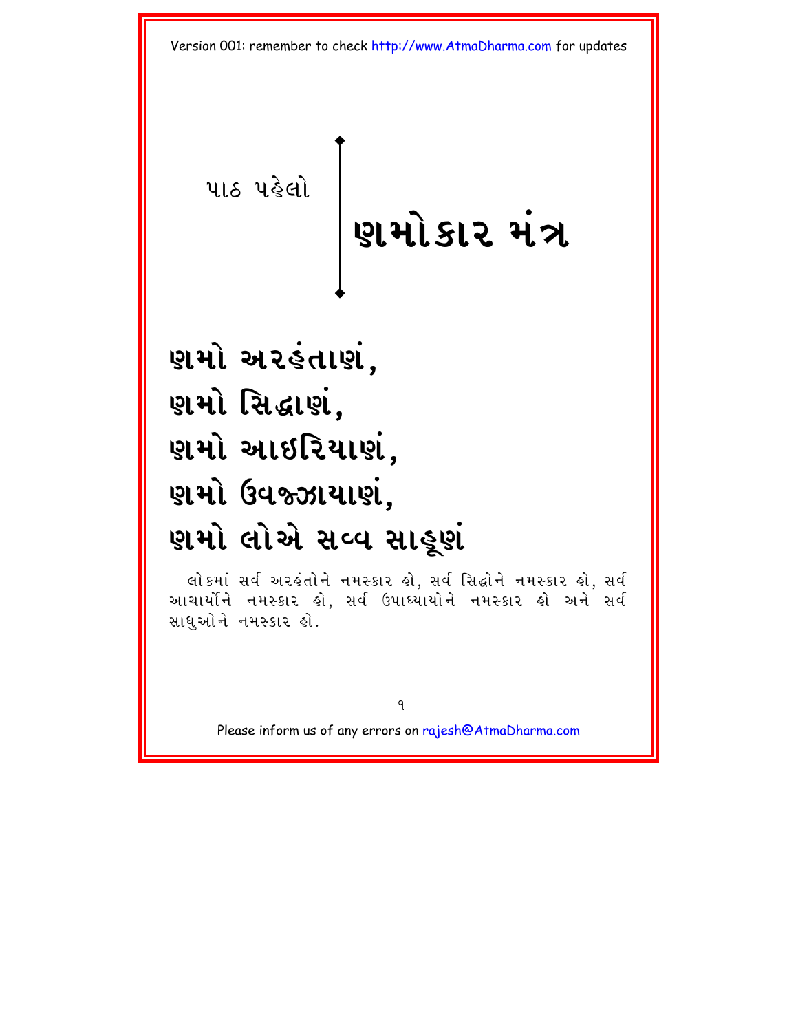પાઠ પહેલો

# ણમોકાર મંત્ર

**ણમો અરહંતાણં,**
**ણમો સિદ્ધાણં,**
**ણમો આઇરિયાણં,**
**ણમો ઉવજ્ઝાયાણં,**
**ણમો લોએ સવ્વ સાહૂણં**

લોકમાં સર્વ અરહંતોને નમસ્કાર હો, સર્વ સિદ્ધોને નમસ્કાર હો, સર્વ આચાર્યોને નમસ્કાર હો, સર્વ ઉપાધ્યાયોને નમસ્કાર હો અને સર્વ સાધુઓને નમસ્કાર હો.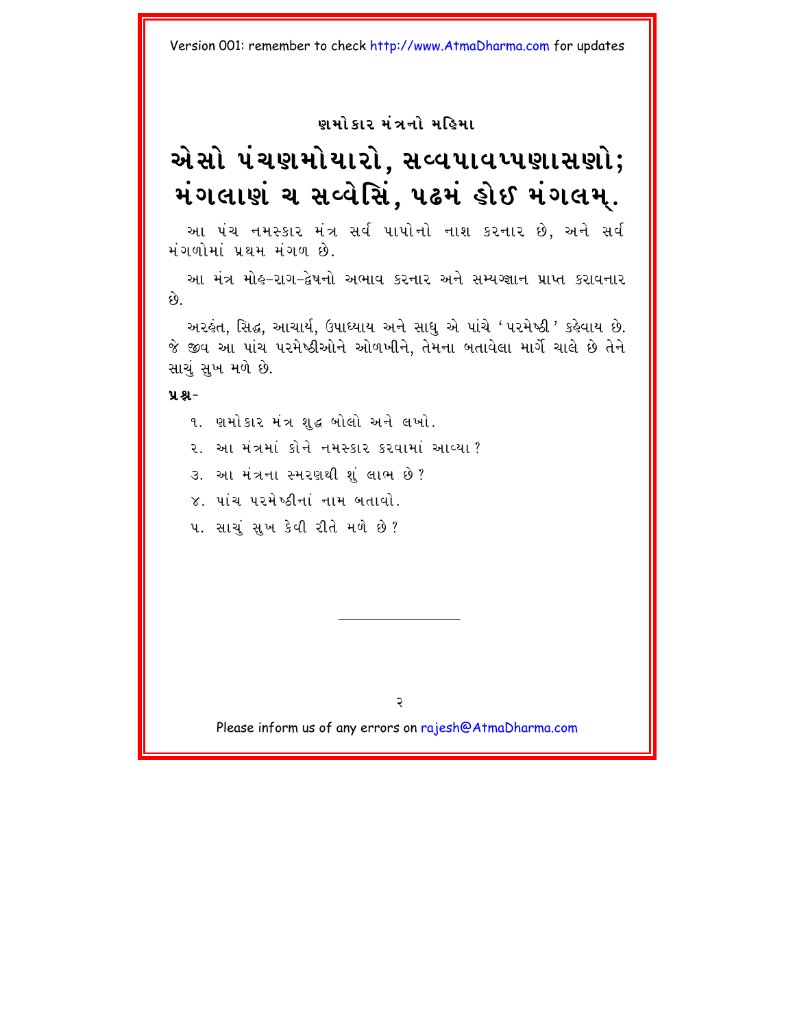### ણમોકાર મંત્રનો મહિમા

# એસો પંચણમોયારો, સવ્વપાવપ્પણાસણો; મંગલાણં ચ સવ્વેસિં, પઢમં હોઈ મંગલમ્.

આ પંચ નમસ્કાર મંત્ર સર્વ પાપોનો નાશ કરનાર છે, અને સર્વ મંગળોમાં પ્રથમ મંગળ છે.

આ મંત્ર મોહ-રાગ-દ્વેષનો અભાવ કરનાર અને સમ્યગ્જ્ઞાન પ્રાપ્ત કરાવનાર છે.

અરહંત, સિદ્ધ, આચાર્ય, ઉપાધ્યાય અને સાધુ એ પાંચે 'પરમેષ્ઠી' કહેવાય છે. જે જીવ આ પાંચ પરમેષ્ઠીઓને ઓળખીને, તેમના બતાવેલા માર્ગે ચાલે છે તેને સાચું સુખ મળે છે.

**પ્રશ્ન-**

૧. ણમોકાર મંત્ર શુદ્ધ બોલો અને લખો.

૨. આ મંત્રમાં કોને નમસ્કાર કરવામાં આવ્યા?

૩. આ મંત્રના સ્મરણથી શું લાભ છે?

૪. પાંચ પરમેષ્ઠીનાં નામ બતાવો.

૫. સાચું સુખ કેવી રીતે મળે છે?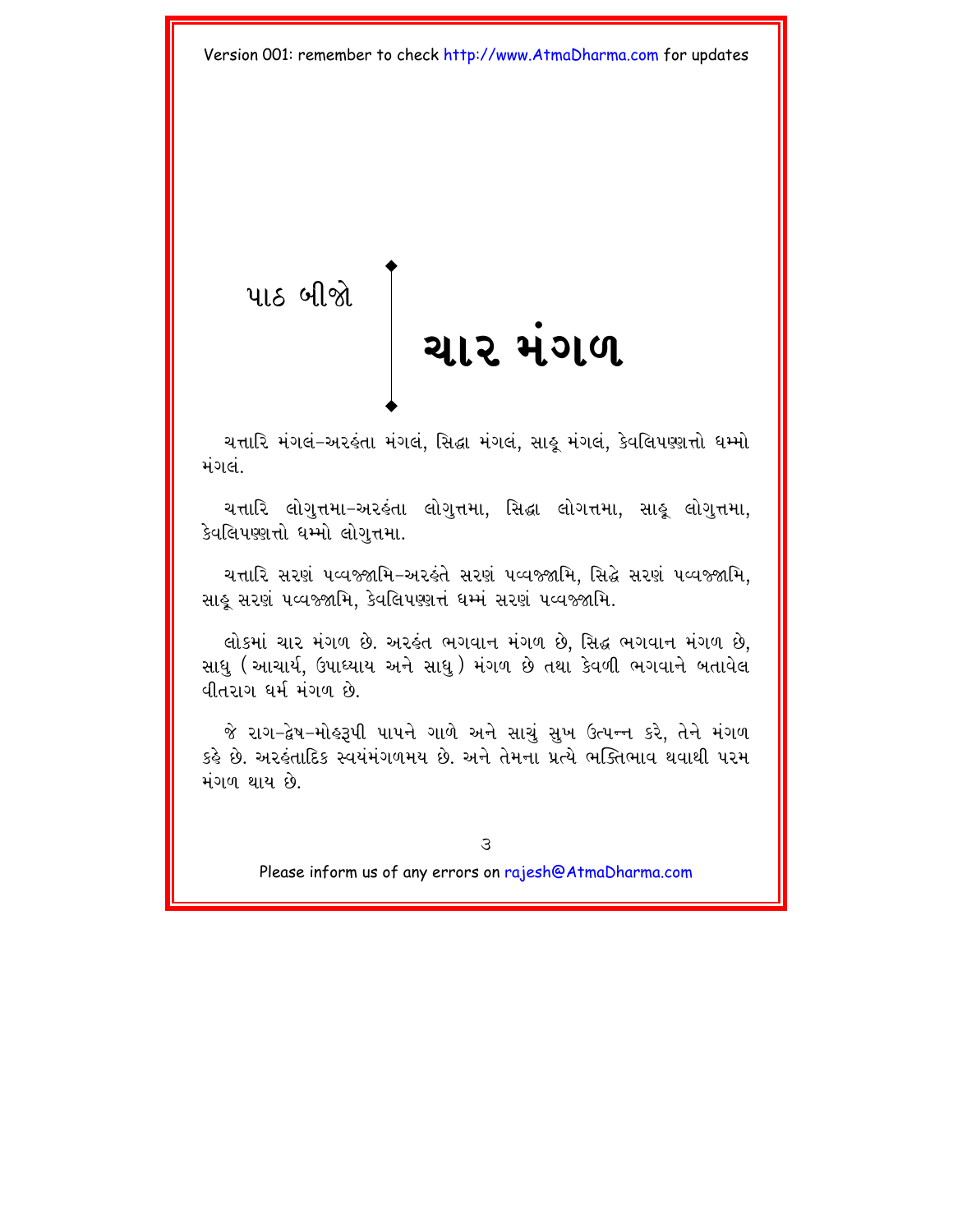પાઠ બીજો

# ચાર મંગળ

ચત્તારિ મંગલં–અરહંતા મંગલં, સિદ્ધા મંગલં, સાહૂ મંગલં, કેવલિપણ્ણત્તો ધમ્મો મંગલં.

ચત્તારિ લોગુત્તમા–અરહંતા લોગુત્તમા, સિદ્ધા લોગત્તમા, સાહૂ લોગુત્તમા, કેવલિપણ્ણત્તો ધમ્મો લોગુત્તમા.

ચત્તારિ સરણં પવ્વજ્જામિ–અરહંતે સરણં પવ્વજ્જામિ, સિદ્ધે સરણં પવ્વજ્જામિ, સાહૂ સરણં પવ્વજ્જામિ, કેવલિપણ્ણત્તં ધમ્મં સરણં પવ્વજ્જામિ.

લોકમાં ચાર મંગળ છે. અરહંત ભગવાન મંગળ છે, સિદ્ધ ભગવાન મંગળ છે, સાધુ (આચાર્ય, ઉપાધ્યાય અને સાધુ) મંગળ છે તથા કેવળી ભગવાને બતાવેલ વીતરાગ ધર્મ મંગળ છે.

જે રાગ–દ્વેષ–મોહરૂપી પાપને ગાળે અને સાચું સુખ ઉત્પન્ન કરે, તેને મંગળ કહે છે. અરહંતાદિક સ્વયંમંગળમય છે. અને તેમના પ્રત્યે ભક્તિભાવ થવાથી પરમ મંગળ થાય છે.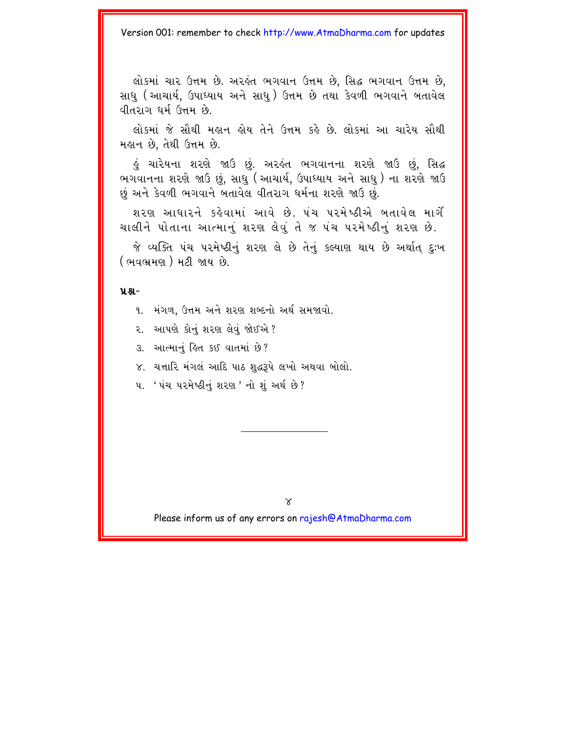લોકમાં ચાર ઉત્તમ છે. અરહંત ભગવાન ઉત્તમ છે, સિદ્ધ ભગવાન ઉત્તમ છે, સાધુ (આચાર્ય, ઉપાધ્યાય અને સાધુ) ઉત્તમ છે તથા કેવળી ભગવાને બતાવેલ વીતરાગ ધર્મ ઉત્તમ છે.

લોકમાં જે સૌથી મહાન હોય તેને ઉત્તમ કહે છે. લોકમાં આ ચારેય સૌથી મહાન છે, તેથી ઉત્તમ છે.

હું ચારેયના શરણે જાઉં છું. અરહંત ભગવાનના શરણે જાઉં છું, સિદ્ધ ભગવાનના શરણે જાઉં છું, સાધુ (આચાર્ય, ઉપાધ્યાય અને સાધુ) ના શરણે જાઉં છું અને કેવળી ભગવાને બતાવેલ વીતરાગ ધર્મના શરણે જાઉં છું.

શરણ આધારને કહેવામાં આવે છે. પંચ પરમેષ્ઠીએ બતાવેલ માર્ગે ચાલીને પોતાના આત્માનું શરણ લેવું તે જ પંચ પરમેષ્ઠીનું શરણ છે.

જે વ્યક્તિ પંચ પરમેષ્ઠીનું શરણ લે છે તેનું કલ્યાણ થાય છે અર્થાત્ દુઃખ (ભવભ્રમણ) મટી જાય છે.

**પ્રશ્ન-**

૧. મંગળ, ઉત્તમ અને શરણ શબ્દનો અર્થ સમજાવો.

૨. આપણે કોનું શરણ લેવું જોઈએ?

૩. આત્માનું હિત કઈ વાતમાં છે?

૪. ચત્તારિ મંગલં આદિ પાઠ શુદ્ધરૂપે લખો અથવા બોલો.

૫. 'પંચ પરમેષ્ઠીનું શરણ' નો શું અર્થ છે?

---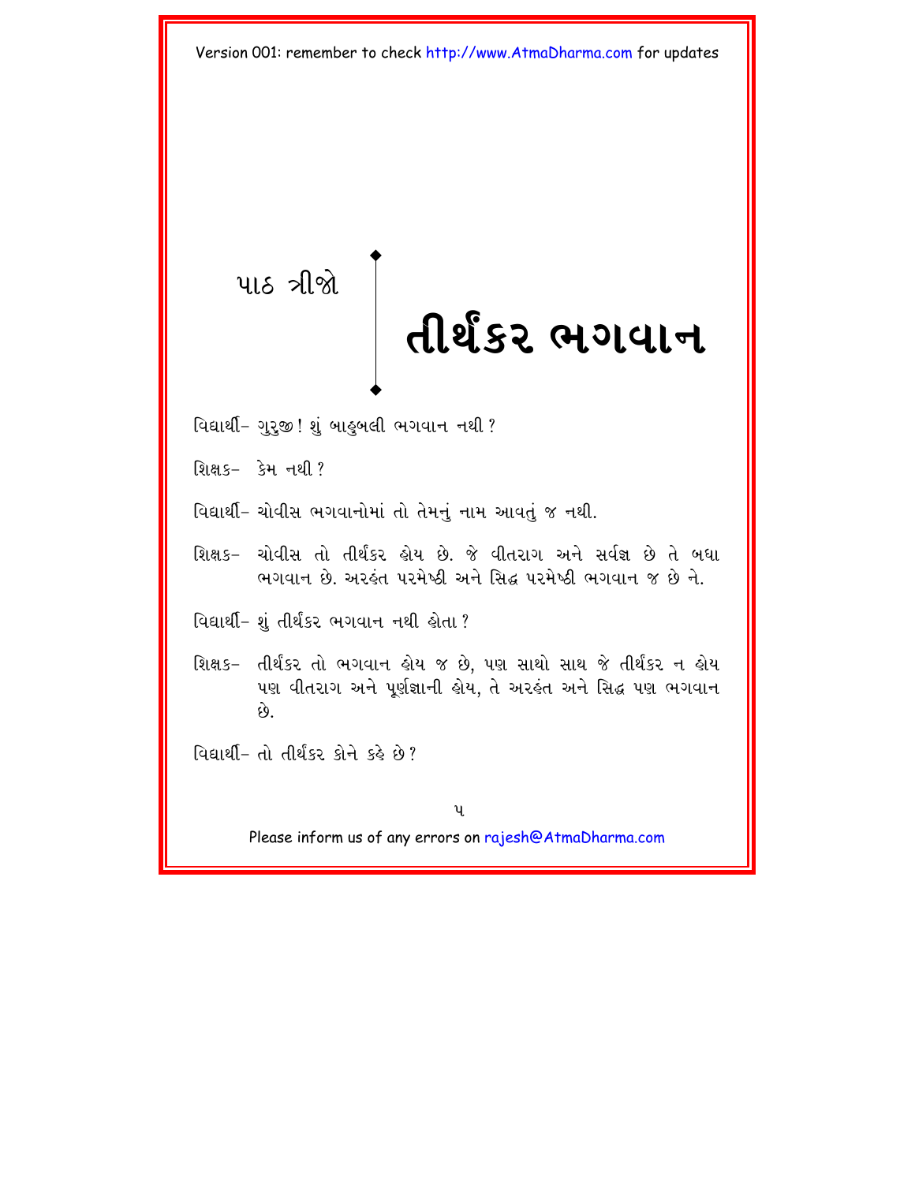પાઠ ત્રીજો

# તીર્થંકર ભગવાન

વિદ્યાર્થી– ગુરુજી! શું બાહુબલી ભગવાન નથી?

શિક્ષક– કેમ નથી?

વિદ્યાર્થી– ચોવીસ ભગવાનોમાં તો તેમનું નામ આવતું જ નથી.

શિક્ષક– ચોવીસ તો તીર્થંકર હોય છે. જે વીતરાગ અને સર્વજ્ઞ છે તે બધા ભગવાન છે. અરહંત પરમેષ્ઠી અને સિદ્ધ પરમેષ્ઠી ભગવાન જ છે ને.

વિદ્યાર્થી– શું તીર્થંકર ભગવાન નથી હોતા?

શિક્ષક– તીર્થંકર તો ભગવાન હોય જ છે, પણ સાથો સાથ જે તીર્થંકર ન હોય પણ વીતરાગ અને પૂર્ણજ્ઞાની હોય, તે અરહંત અને સિદ્ધ પણ ભગવાન છે.

વિદ્યાર્થી– તો તીર્થંકર કોને કહે છે?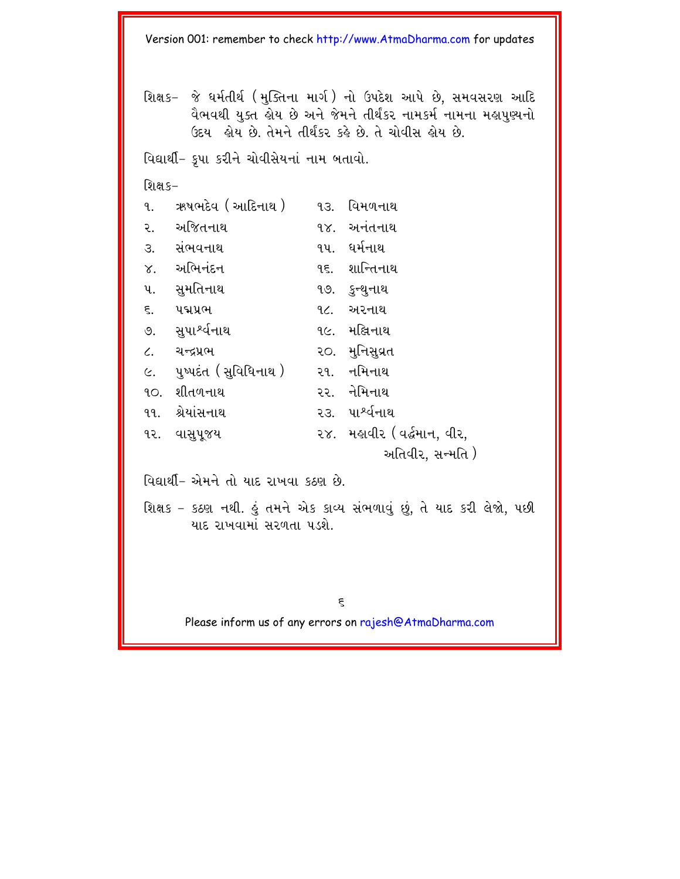શિક્ષક– જે ધર્મતીર્થ (મુક્તિના માર્ગ) નો ઉપદેશ આપે છે, સમવસરણ આદિ વૈભવથી યુક્ત હોય છે અને જેમને તીર્થંકર નામકર્મ નામના મહાપુણ્યનો ઉદય હોય છે. તેમને તીર્થંકર કહે છે. તે ચોવીસ હોય છે.

વિદ્યાર્થી– કૃપા કરીને ચોવીસેયનાં નામ બતાવો.

શિક્ષક–

| | |
|---|---|
| ૧. ઋષભદેવ (આદિનાથ) | ૧૩. વિમળનાથ |
| ૨. અજિતનાથ | ૧૪. અનંતનાથ |
| ૩. સંભવનાથ | ૧૫. ધર્મનાથ |
| ૪. અભિનંદન | ૧૬. શાન્તિનાથ |
| ૫. સુમતિનાથ | ૧૭. કુન્થુનાથ |
| ૬. પદ્મપ્રભ | ૧૮. અરનાથ |
| ૭. સુપાર્શ્વનાથ | ૧૯. મલ્લિનાથ |
| ૮. ચન્દ્રપ્રભ | ૨૦. મુનિસુવ્રત |
| ૯. પુષ્પદંત (સુવિધિનાથ) | ૨૧. નમિનાથ |
| ૧૦. શીતળનાથ | ૨૨. નેમિનાથ |
| ૧૧. શ્રેયાંસનાથ | ૨૩. પાર્શ્વનાથ |
| ૧૨. વાસુપૂજ્ય | ૨૪. મહાવીર (વર્દ્ધમાન, વીર, અતિવીર, સન્મતિ) |

વિદ્યાર્થી– એમને તો યાદ રાખવા કઠણ છે.

શિક્ષક – કઠણ નથી. હું તમને એક કાવ્ય સંભળાવું છું, તે યાદ કરી લેજો, પછી યાદ રાખવામાં સરળતા પડશે.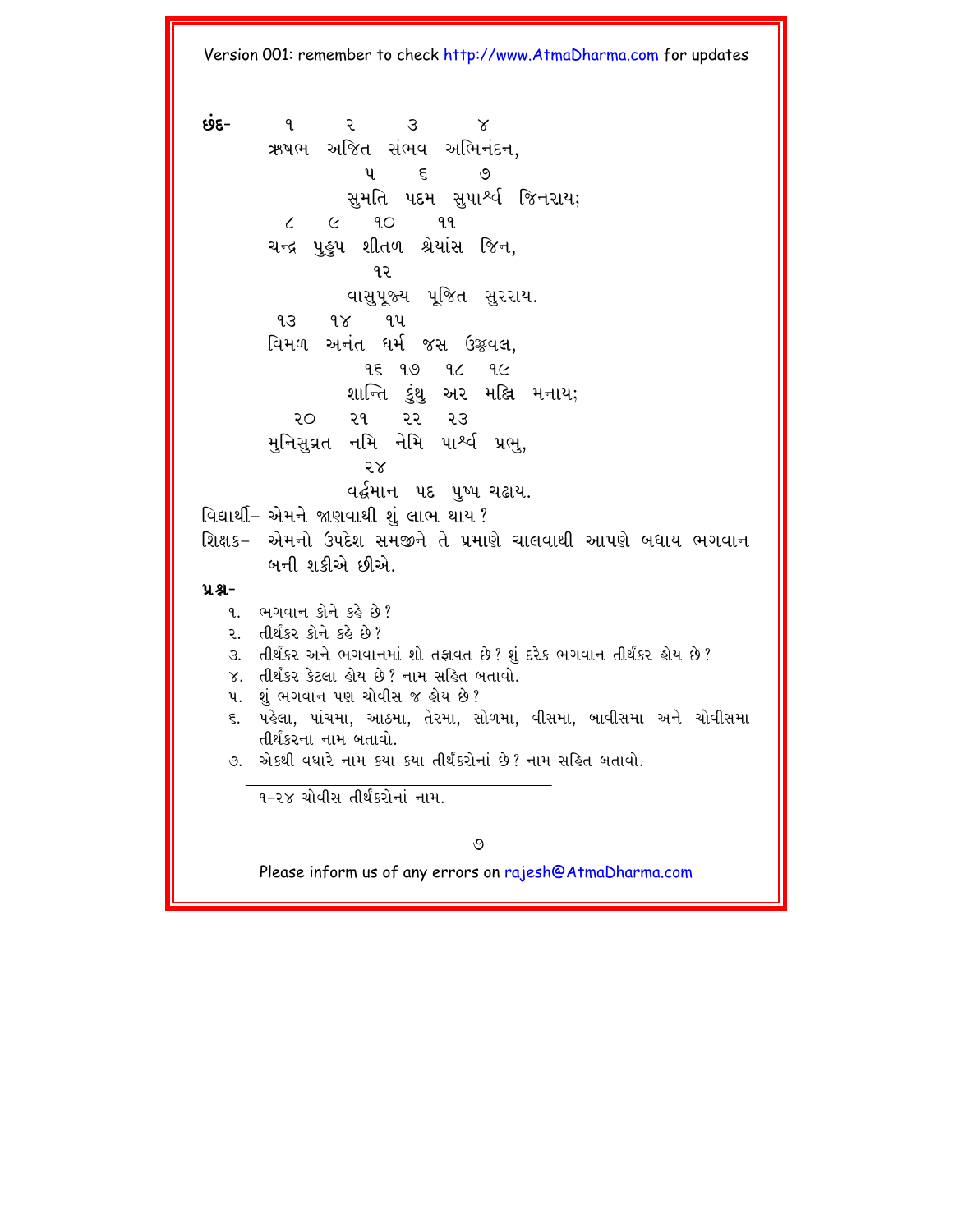**છંદ-**

૧ ૨ ૩ ૪
ઋષભ અજિત સંભવ અભિનંદન,
૫ ૬ ૭
સુમતિ પદમ સુપાર્શ્વ જિનરાય;
૮ ૯ ૧૦ ૧૧
ચન્દ્ર પુહુપ શીતળ શ્રેયાંસ જિન,
૧૨
વાસુપૂજ્ય પૂજિત સુરરાય.
૧૩ ૧૪ ૧૫
વિમળ અનંત ધર્મ જસ ઉજ્જ્વલ,
૧૬ ૧૭ ૧૮ ૧૯
શાન્તિ કુંથુ અર મલ્લિ મનાય;
૨૦ ૨૧ ૨૨ ૨૩
મુનિસુવ્રત નમિ નેમિ પાર્શ્વ પ્રભુ,
૨૪
વર્દ્ધમાન પદ પુષ્પ ચઢાય.

વિદ્યાર્થી– એમને જાણવાથી શું લાભ થાય?

શિક્ષક– એમનો ઉપદેશ સમજીને તે પ્રમાણે ચાલવાથી આપણે બધાય ભગવાન બની શકીએ છીએ.

**પ્રશ્ન-**

૧. ભગવાન કોને કહે છે?
૨. તીર્થંકર કોને કહે છે?
૩. તીર્થંકર અને ભગવાનમાં શો તફાવત છે? શું દરેક ભગવાન તીર્થંકર હોય છે?
૪. તીર્થંકર કેટલા હોય છે? નામ સહિત બતાવો.
૫. શું ભગવાન પણ ચોવીસ જ હોય છે?
૬. પહેલા, પાંચમા, આઠમા, તેરમા, સોળમા, વીસમા, બાવીસમા અને ચોવીસમા તીર્થંકરના નામ બતાવો.
૭. એકથી વધારે નામ કયા કયા તીર્થંકરોનાં છે? નામ સહિત બતાવો.

---

૧-૨૪ ચોવીસ તીર્થંકરોનાં નામ.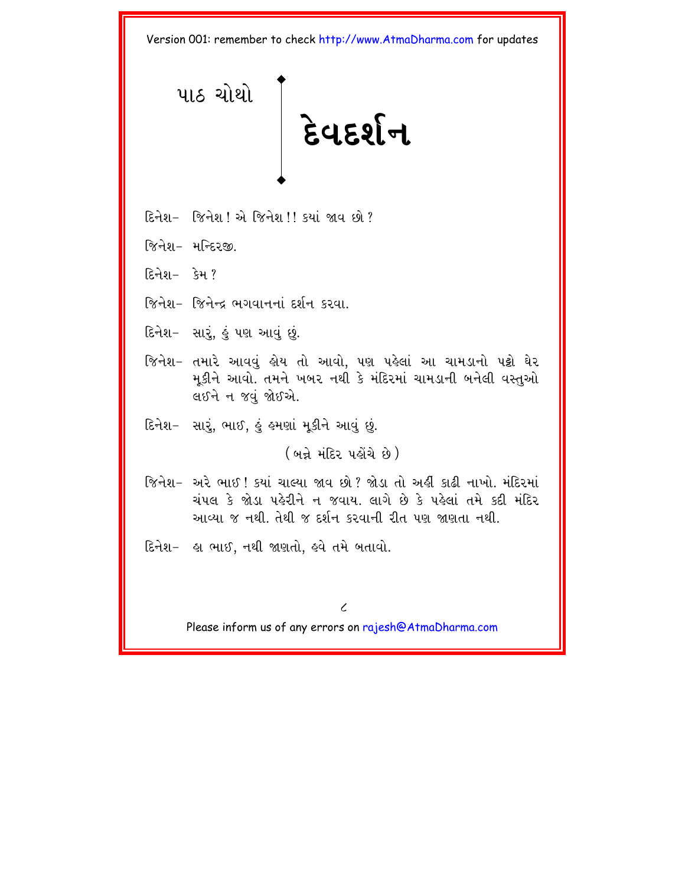પાઠ ચોથો

# દેવદર્શન

દિનેશ– જિનેશ ! એ જિનેશ !! ક્યાં જાવ છો ?

જિનેશ– મન્દિરજી.

દિનેશ– કેમ ?

જિનેશ– જિનેન્દ્ર ભગવાનનાં દર્શન કરવા.

દિનેશ– સારું, હું પણ આવું છું.

જિનેશ– તમારે આવવું હોય તો આવો, પણ પહેલાં આ ચામડાનો પટ્ટો ઘેર મૂકીને આવો. તમને ખબર નથી કે મંદિરમાં ચામડાની બનેલી વસ્તુઓ લઈને ન જવું જોઈએ.

દિનેશ– સારું, ભાઈ, હું હમણાં મૂકીને આવું છું.

( બન્ને મંદિર પહોંચે છે )

જિનેશ– અરે ભાઈ ! ક્યાં ચાલ્યા જાવ છો ? જોડા તો અહીં કાઢી નાખો. મંદિરમાં ચંપલ કે જોડા પહેરીને ન જવાય. લાગે છે કે પહેલાં તમે કદી મંદિર આવ્યા જ નથી. તેથી જ દર્શન કરવાની રીત પણ જાણતા નથી.

દિનેશ– હા ભાઈ, નથી જાણતો, હવે તમે બતાવો.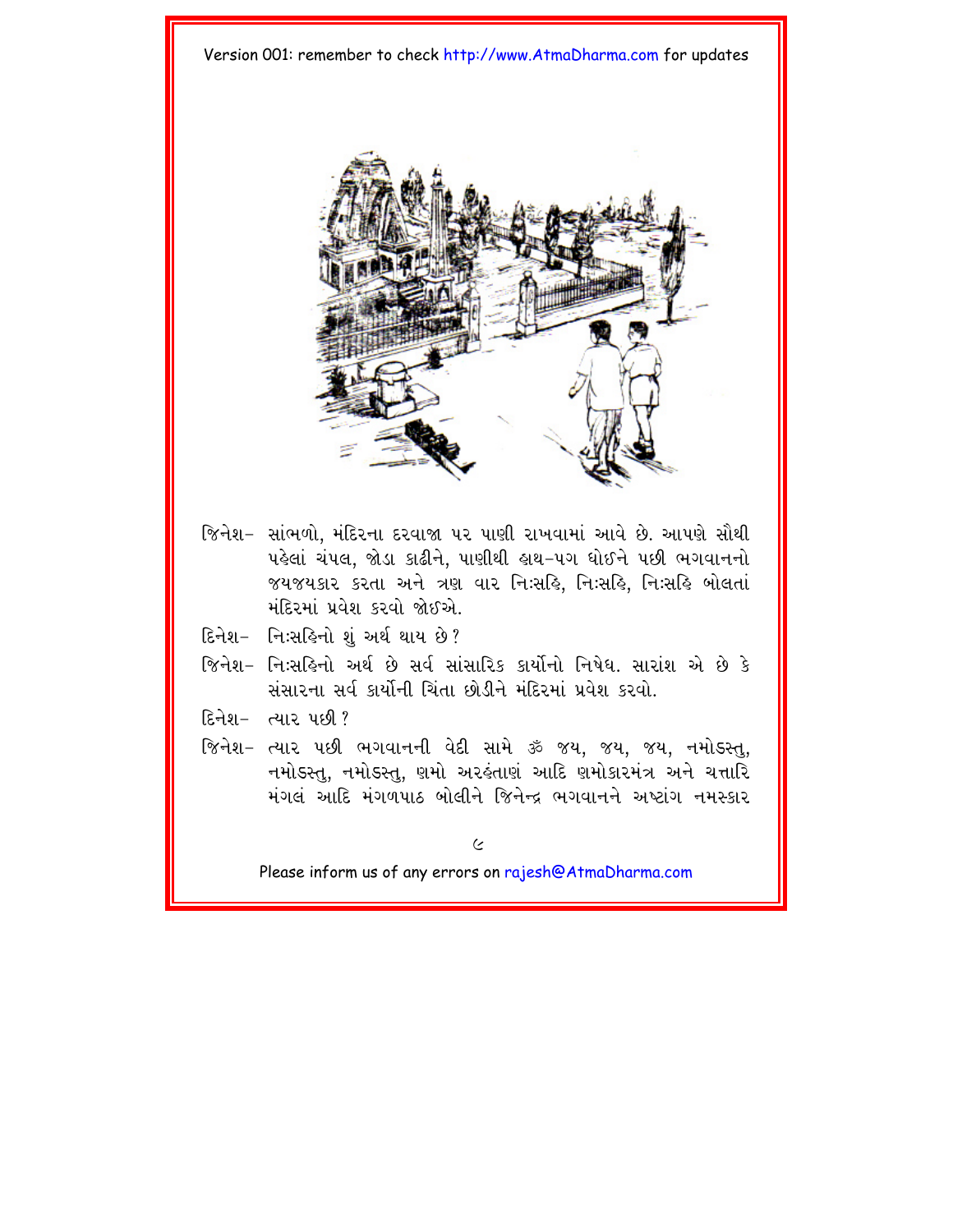જિનેશ– સાંભળો, મંદિરના દરવાજા પર પાણી રાખવામાં આવે છે. આપણે સૌથી પહેલાં ચંપલ, જોડા કાઢીને, પાણીથી હાથ–પગ ધોઈને પછી ભગવાનનો જયજયકાર કરતા અને ત્રણ વાર નિઃસહિ, નિઃસહિ, નિઃસહિ બોલતાં મંદિરમાં પ્રવેશ કરવો જોઈએ.

દિનેશ– નિઃસહિનો શું અર્થ થાય છે?

જિનેશ– નિઃસહિનો અર્થ છે સર્વ સાંસારિક કાર્યોનો નિષેધ. સારાંશ એ છે કે સંસારના સર્વ કાર્યોની ચિંતા છોડીને મંદિરમાં પ્રવેશ કરવો.

દિનેશ– ત્યાર પછી?

જિનેશ– ત્યાર પછી ભગવાનની વેદી સામે ૐ જય, જય, જય, નમોઽસ્તુ, નમોઽસ્તુ, નમોઽસ્તુ, ણમો અરહંતાણં આદિ ણમોકારમંત્ર અને ચત્તારિ મંગલં આદિ મંગળપાઠ બોલીને જિનેન્દ્ર ભગવાનને અષ્ટાંગ નમસ્કાર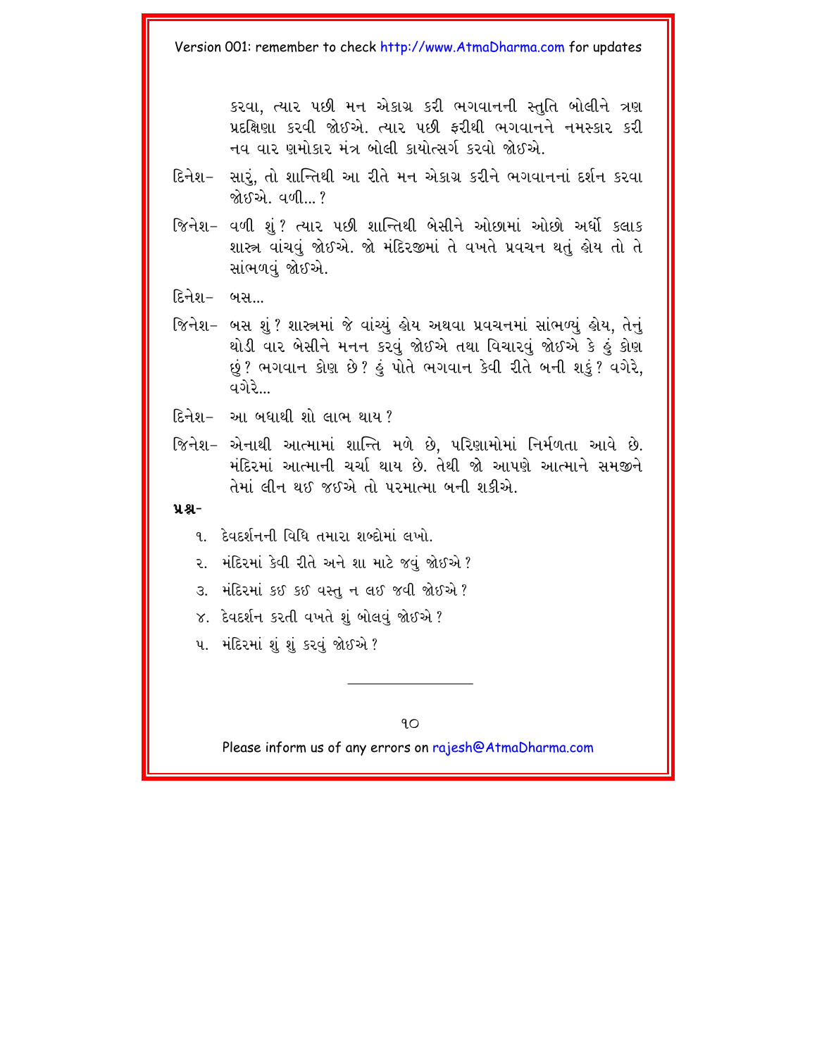કરવા, ત્યાર પછી મન એકાગ્ર કરી ભગવાનની સ્તુતિ બોલીને ત્રણ પ્રદક્ષિણા કરવી જોઈએ. ત્યાર પછી ફરીથી ભગવાનને નમસ્કાર કરી નવ વાર ણમોકાર મંત્ર બોલી કાયોત્સર્ગ કરવો જોઈએ.

દિનેશ– સારું, તો શાન્તિથી આ રીતે મન એકાગ્ર કરીને ભગવાનનાં દર્શન કરવા જોઈએ. વળી... ?

જિનેશ– વળી શું ? ત્યાર પછી શાન્તિથી બેસીને ઓછામાં ઓછો અર્ધો કલાક શાસ્ત્ર વાંચવું જોઈએ. જો મંદિરજીમાં તે વખતે પ્રવચન થતું હોય તો તે સાંભળવું જોઈએ.

દિનેશ– બસ...

જિનેશ– બસ શું ? શાસ્ત્રમાં જે વાંચ્યું હોય અથવા પ્રવચનમાં સાંભળ્યું હોય, તેનું થોડી વાર બેસીને મનન કરવું જોઈએ તથા વિચારવું જોઈએ કે હું કોણ છું ? ભગવાન કોણ છે ? હું પોતે ભગવાન કેવી રીતે બની શકું ? વગેરે, વગેરે...

દિનેશ– આ બધાથી શો લાભ થાય ?

જિનેશ– એનાથી આત્મામાં શાન્તિ મળે છે, પરિણામોમાં નિર્મળતા આવે છે. મંદિરમાં આત્માની ચર્ચા થાય છે. તેથી જો આપણે આત્માને સમજીને તેમાં લીન થઈ જઈએ તો પરમાત્મા બની શકીએ.

**પ્રશ્ન–**

૧. દેવદર્શનની વિધિ તમારા શબ્દોમાં લખો.

૨. મંદિરમાં કેવી રીતે અને શા માટે જવું જોઈએ ?

૩. મંદિરમાં કઈ કઈ વસ્તુ ન લઈ જવી જોઈએ ?

૪. દેવદર્શન કરતી વખતે શું બોલવું જોઈએ ?

૫. મંદિરમાં શું શું કરવું જોઈએ ?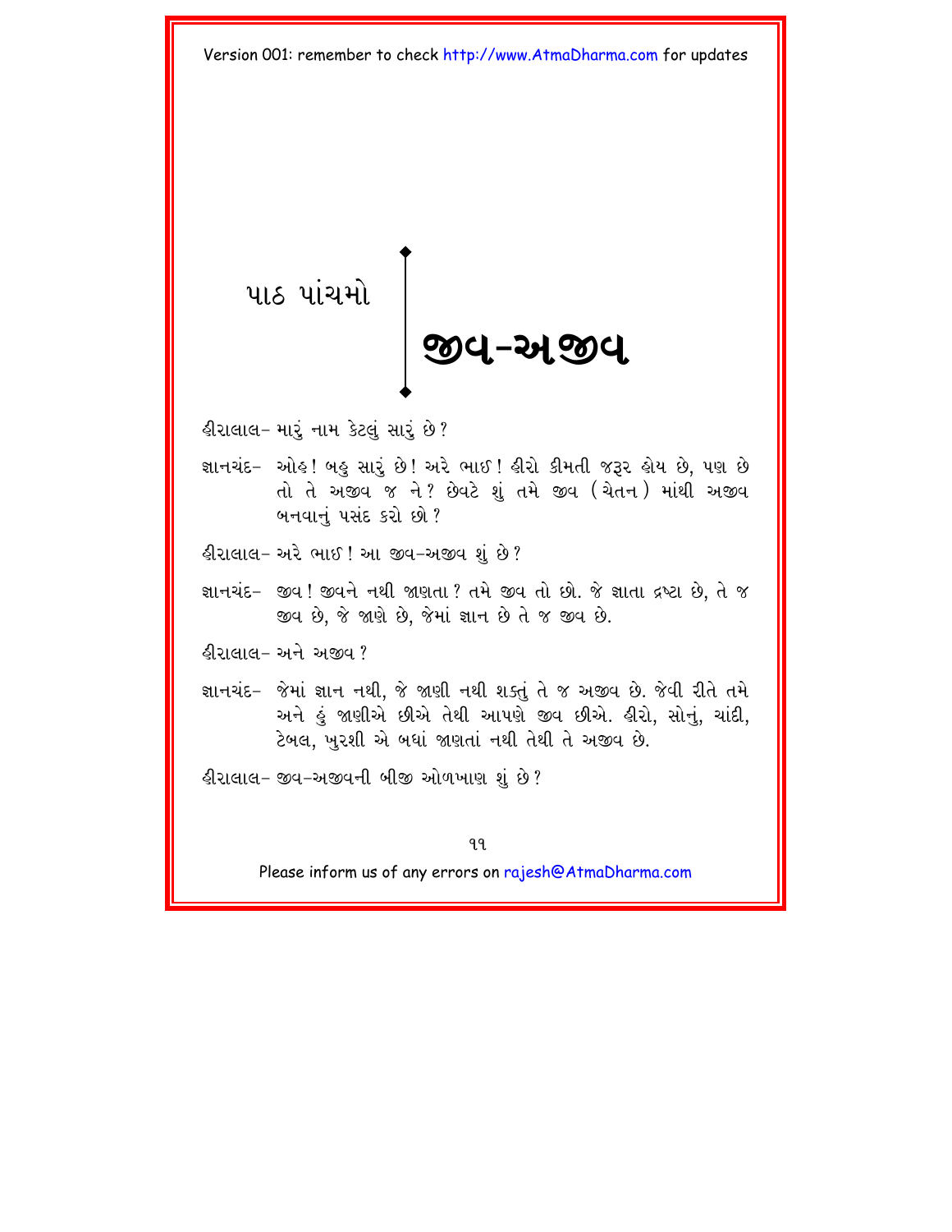# પાઠ પાંચમો

# જીવ-અજીવ

હીરાલાલ– મારું નામ કેટલું સારું છે?

જ્ઞાનચંદ– ઓહ! બહુ સારું છે! અરે ભાઈ! હીરો કીમતી જરૂર હોય છે, પણ છે તો તે અજીવ જ ને? છેવટે શું તમે જીવ (ચેતન) માંથી અજીવ બનવાનું પસંદ કરો છો?

હીરાલાલ– અરે ભાઈ! આ જીવ-અજીવ શું છે?

જ્ઞાનચંદ– જીવ! જીવને નથી જાણતા? તમે જીવ તો છો. જે જ્ઞાતા દ્રષ્ટા છે, તે જ જીવ છે, જે જાણે છે, જેમાં જ્ઞાન છે તે જ જીવ છે.

હીરાલાલ– અને અજીવ?

જ્ઞાનચંદ– જેમાં જ્ઞાન નથી, જે જાણી નથી શક્તું તે જ અજીવ છે. જેવી રીતે તમે અને હું જાણીએ છીએ તેથી આપણે જીવ છીએ. હીરો, સોનું, ચાંદી, ટેબલ, ખુરશી એ બધાં જાણતાં નથી તેથી તે અજીવ છે.

હીરાલાલ– જીવ-અજીવની બીજી ઓળખાણ શું છે?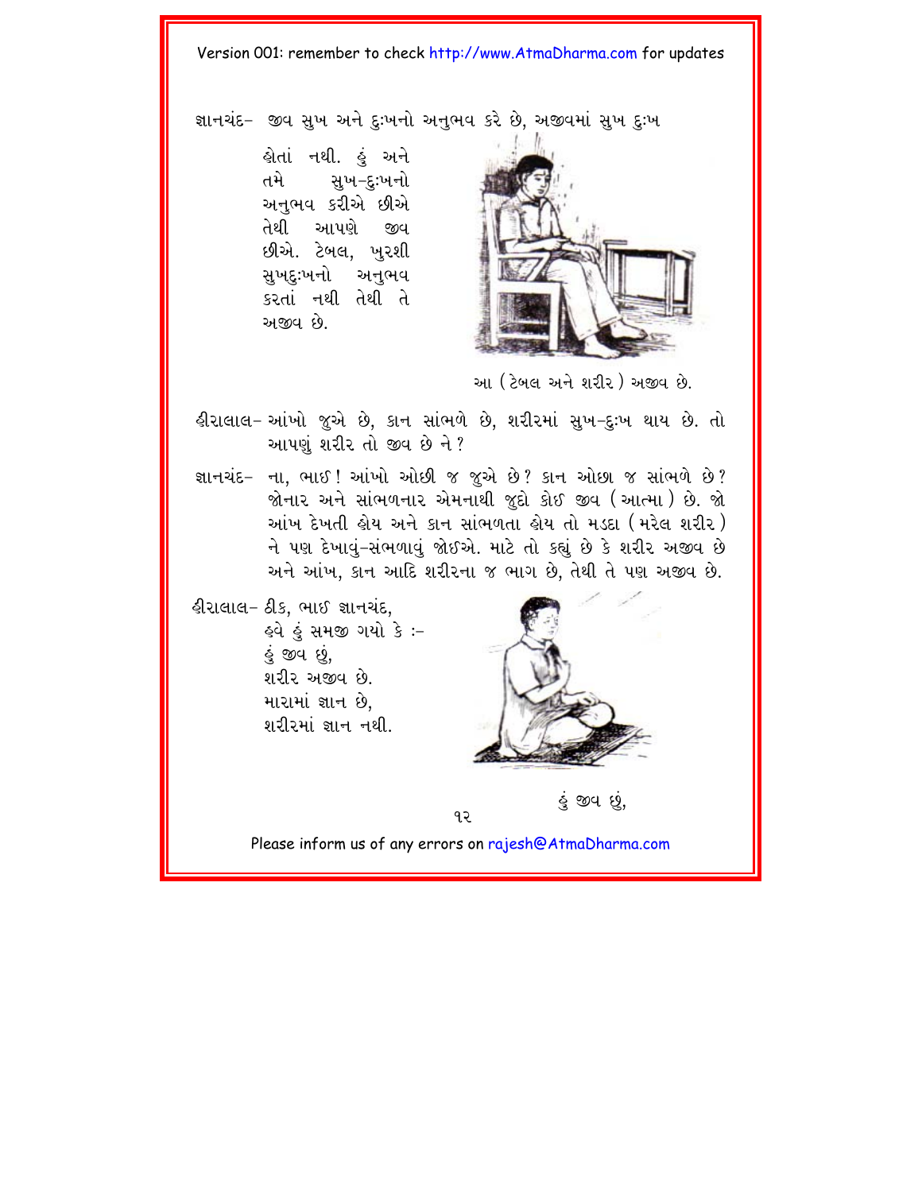જ્ઞાનચંદ– જીવ સુખ અને દુઃખનો અનુભવ કરે છે, અજીવમાં સુખ દુઃખ હોતાં નથી. હું અને તમે સુખ-દુઃખનો અનુભવ કરીએ છીએ તેથી આપણે જીવ છીએ. ટેબલ, ખુરશી સુખદુઃખનો અનુભવ કરતાં નથી તેથી તે અજીવ છે.

આ (ટેબલ અને શરીર) અજીવ છે.

હીરાલાલ– આંખો જુએ છે, કાન સાંભળે છે, શરીરમાં સુખ-દુઃખ થાય છે. તો આપણું શરીર તો જીવ છે ને?

જ્ઞાનચંદ– ના, ભાઈ! આંખો ઓછી જ જુએ છે? કાન ઓછા જ સાંભળે છે? જોનાર અને સાંભળનાર એમનાથી જુદો કોઈ જીવ (આત્મા) છે. જો આંખ દેખતી હોય અને કાન સાંભળતા હોય તો મડદા (મરેલ શરીર) ને પણ દેખાવું-સંભળાવું જોઈએ. માટે તો કહ્યું છે કે શરીર અજીવ છે અને આંખ, કાન આદિ શરીરના જ ભાગ છે, તેથી તે પણ અજીવ છે.

હીરાલાલ– ઠીક, ભાઈ જ્ઞાનચંદ,
હવે હું સમજી ગયો કે :-
હું જીવ છું,
શરીર અજીવ છે.
મારામાં જ્ઞાન છે,
શરીરમાં જ્ઞાન નથી.

હું જીવ છું,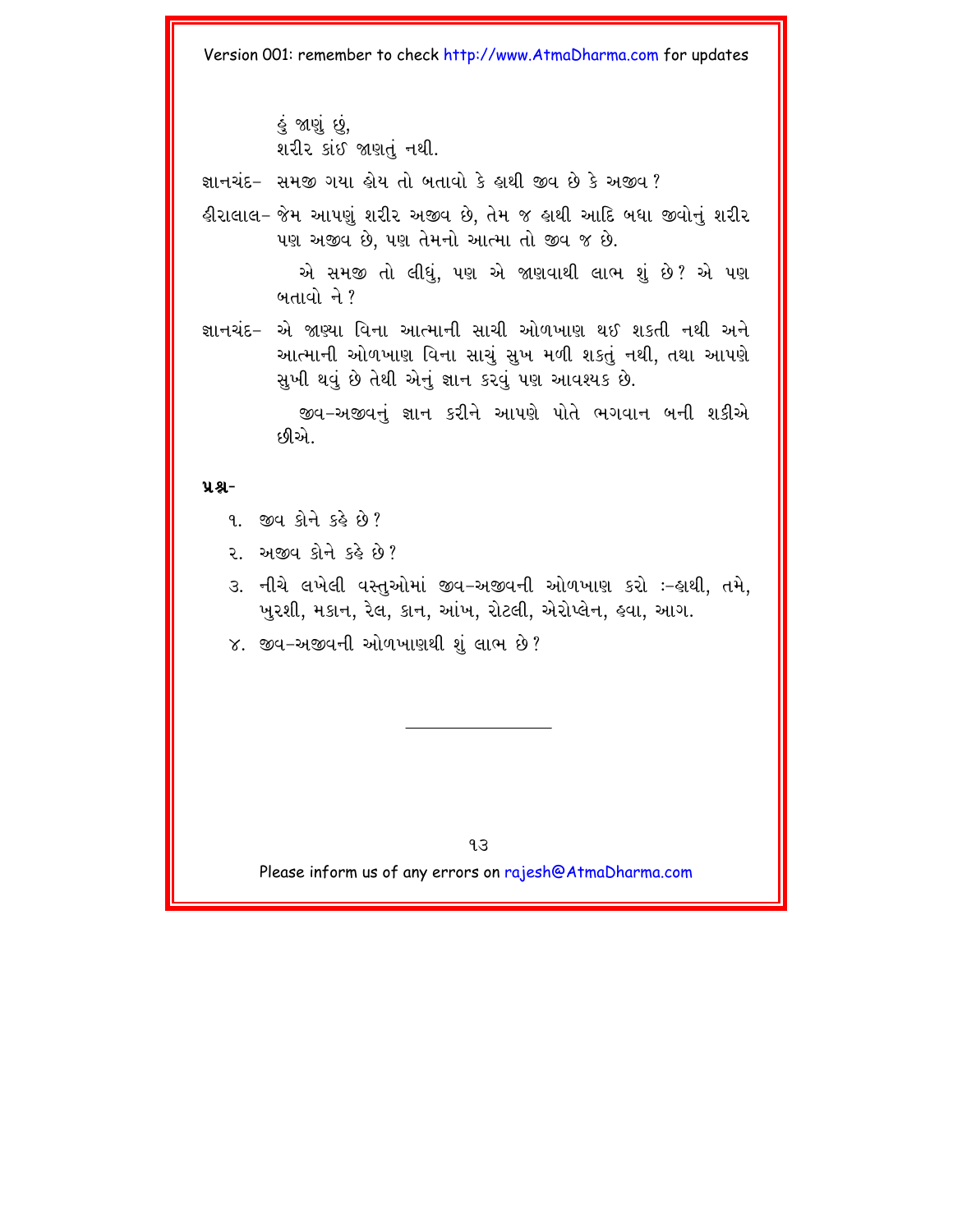હું જાણું છું,
શરીર કાંઈ જાણતું નથી.

જ્ઞાનચંદ– સમજી ગયા હોય તો બતાવો કે હાથી જીવ છે કે અજીવ?

હીરાલાલ– જેમ આપણું શરીર અજીવ છે, તેમ જ હાથી આદિ બધા જીવોનું શરીર પણ અજીવ છે, પણ તેમનો આત્મા તો જીવ જ છે.

એ સમજી તો લીધું, પણ એ જાણવાથી લાભ શું છે? એ પણ બતાવો ને?

જ્ઞાનચંદ– એ જાણ્યા વિના આત્માની સાચી ઓળખાણ થઈ શકતી નથી અને આત્માની ઓળખાણ વિના સાચું સુખ મળી શકતું નથી, તથા આપણે સુખી થવું છે તેથી એનું જ્ઞાન કરવું પણ આવશ્યક છે.

જીવ-અજીવનું જ્ઞાન કરીને આપણે પોતે ભગવાન બની શકીએ છીએ.

**પ્રશ્ન–**

૧. જીવ કોને કહે છે?

૨. અજીવ કોને કહે છે?

૩. નીચે લખેલી વસ્તુઓમાં જીવ-અજીવની ઓળખાણ કરો :–હાથી, તમે, ખુરશી, મકાન, રેલ, કાન, આંખ, રોટલી, એરોપ્લેન, હવા, આગ.

૪. જીવ-અજીવની ઓળખાણથી શું લાભ છે?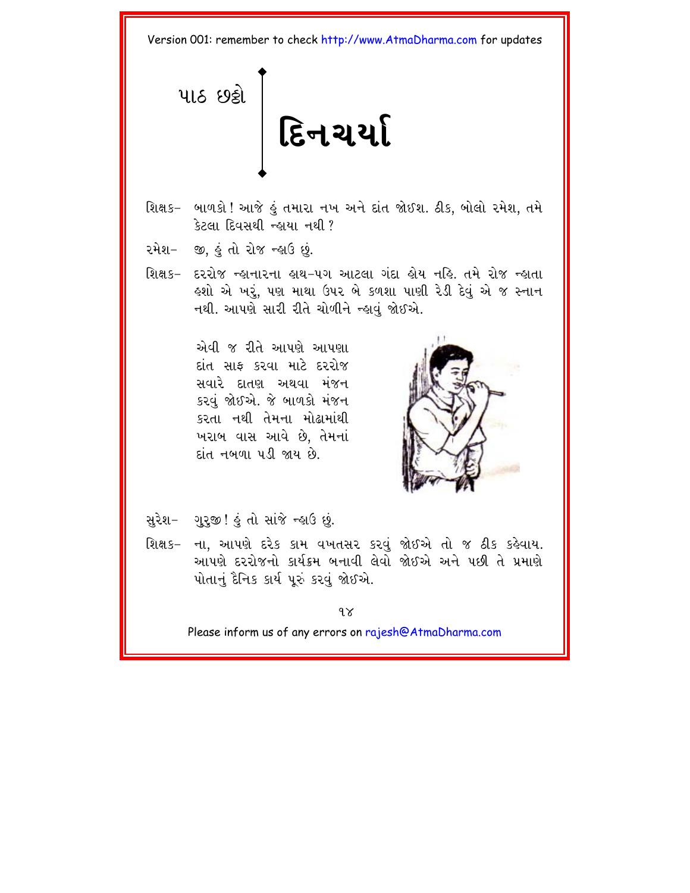પાઠ છઠ્ઠો

# દિનચર્યા

શિક્ષક– બાળકો! આજે હું તમારા નખ અને દાંત જોઈશ. ઠીક, બોલો રમેશ, તમે કેટલા દિવસથી ન્હાયા નથી?

રમેશ– જી, હું તો રોજ ન્હાઉં છું.

શિક્ષક– દરરોજ ન્હાનારના હાથ-પગ આટલા ગંદા હોય નહિ. તમે રોજ ન્હાતા હશો એ ખરું, પણ માથા ઉપર બે કળશા પાણી રેડી દેવું એ જ સ્નાન નથી. આપણે સારી રીતે ચોળીને ન્હાવું જોઈએ.

એવી જ રીતે આપણે આપણા દાંત સાફ કરવા માટે દરરોજ સવારે દાતણ અથવા મંજન કરવું જોઈએ. જે બાળકો મંજન કરતા નથી તેમના મોઢામાંથી ખરાબ વાસ આવે છે, તેમનાં દાંત નબળા પડી જાય છે.

સુરેશ– ગુરુજી! હું તો સાંજે ન્હાઉં છું.

શિક્ષક– ના, આપણે દરેક કામ વખતસર કરવું જોઈએ તો જ ઠીક કહેવાય. આપણે દરરોજનો કાર્યક્રમ બનાવી લેવો જોઈએ અને પછી તે પ્રમાણે પોતાનું દૈનિક કાર્ય પૂરું કરવું જોઈએ.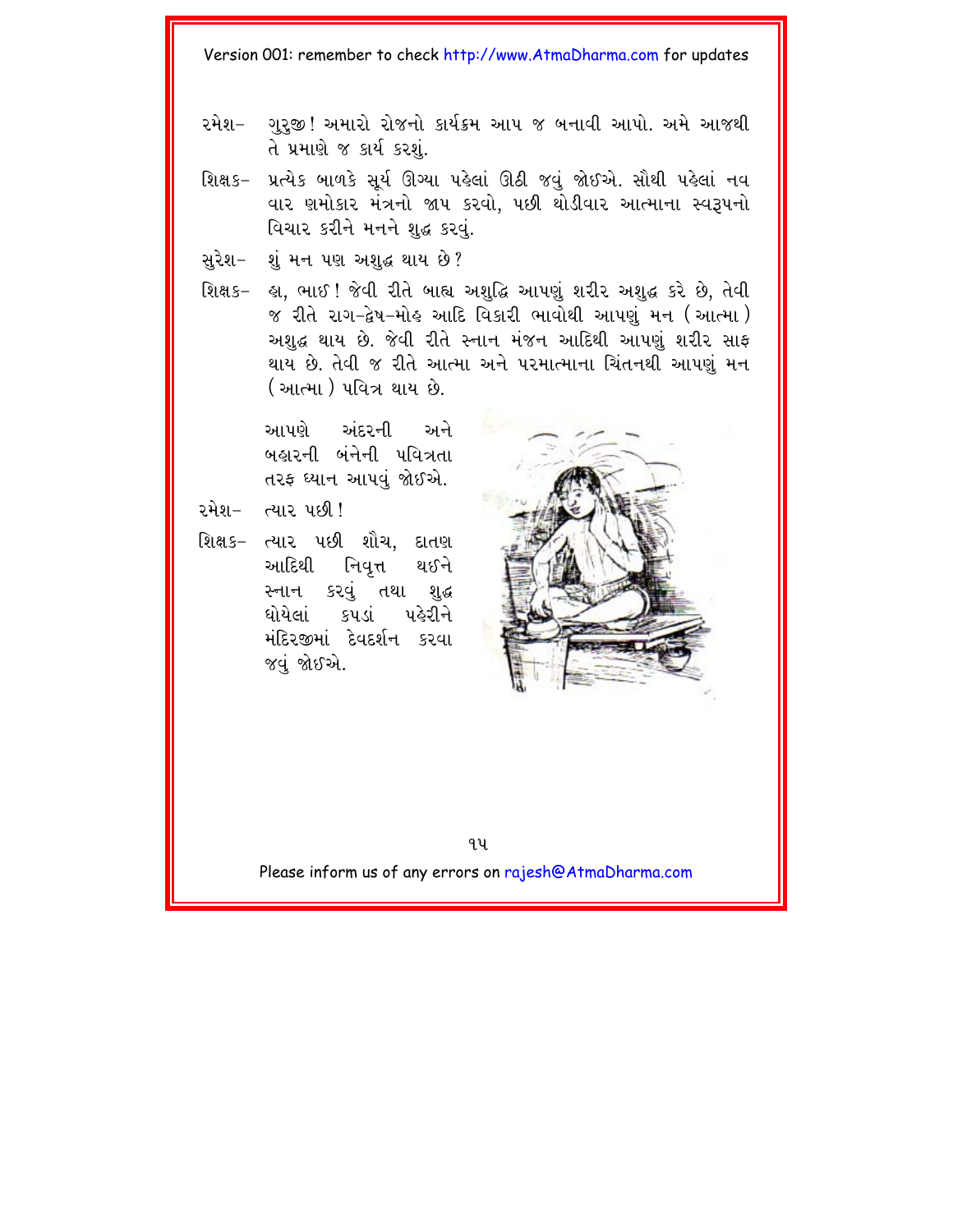રમેશ– ગુરુજી! અમારો રોજનો કાર્યક્રમ આપ જ બનાવી આપો. અમે આજથી તે પ્રમાણે જ કાર્ય કરશું.

શિક્ષક– પ્રત્યેક બાળકે સૂર્ય ઊગ્યા પહેલાં ઊઠી જવું જોઈએ. સૌથી પહેલાં નવ વાર ણમોકાર મંત્રનો જાપ કરવો, પછી થોડીવાર આત્માના સ્વરૂપનો વિચાર કરીને મનને શુદ્ધ કરવું.

સુરેશ– શું મન પણ અશુદ્ધ થાય છે?

શિક્ષક– હા, ભાઈ! જેવી રીતે બાહ્ય અશુદ્ધિ આપણું શરીર અશુદ્ધ કરે છે, તેવી જ રીતે રાગ-દ્વેષ-મોહ આદિ વિકારી ભાવોથી આપણું મન (આત્મા) અશુદ્ધ થાય છે. જેવી રીતે સ્નાન મંજન આદિથી આપણું શરીર સાફ થાય છે. તેવી જ રીતે આત્મા અને પરમાત્માના ચિંતનથી આપણું મન (આત્મા) પવિત્ર થાય છે.

આપણે અંદરની અને બહારની બંનેની પવિત્રતા તરફ ધ્યાન આપવું જોઈએ.

રમેશ– ત્યાર પછી!

શિક્ષક– ત્યાર પછી શૌચ, દાતણ આદિથી નિવૃત્ત થઈને સ્નાન કરવું તથા શુદ્ધ ધોયેલાં કપડાં પહેરીને મંદિરજીમાં દેવદર્શન કરવા જવું જોઈએ.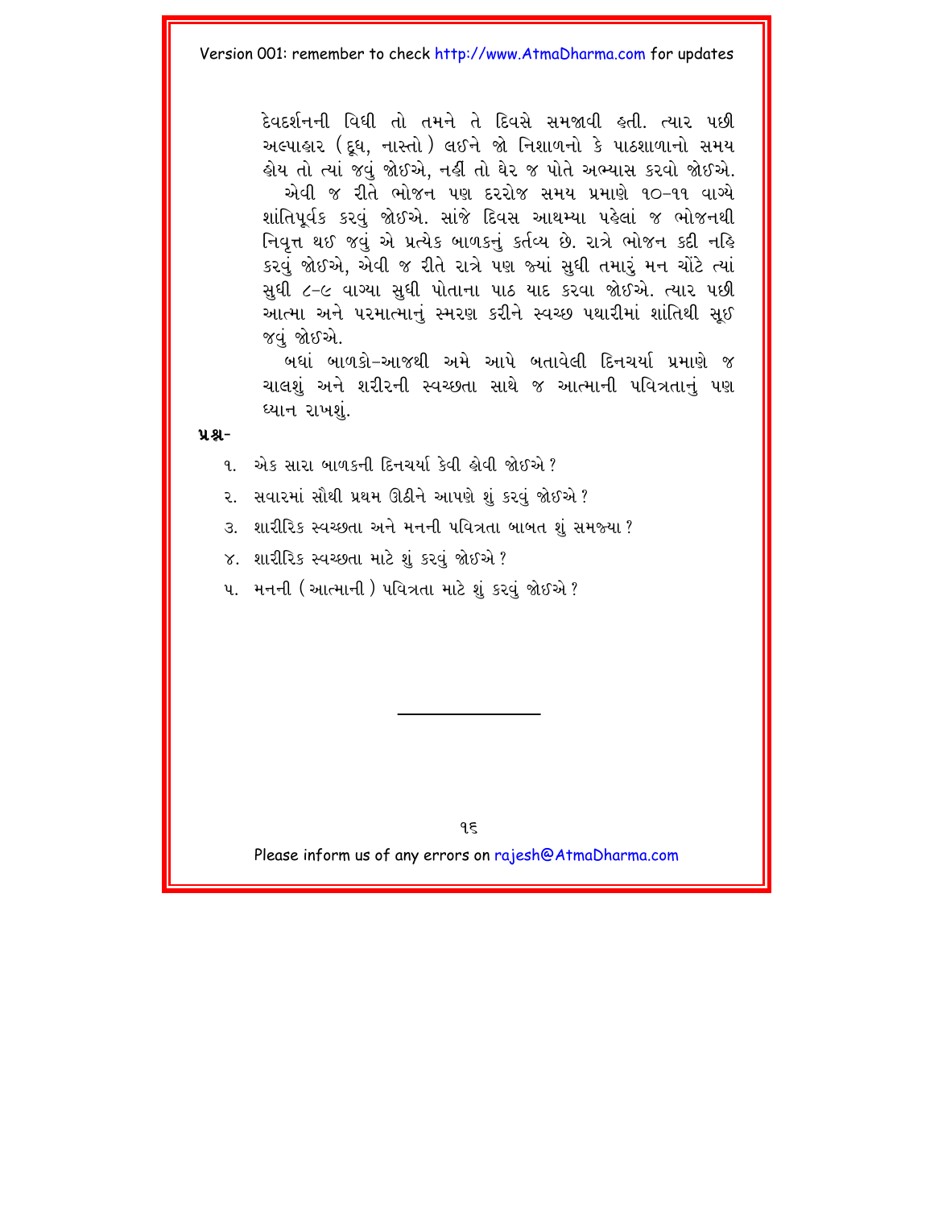દેવદર્શનની વિધી તો તમને તે દિવસે સમજાવી હતી. ત્યાર પછી અલ્પાહાર (દૂધ, નાસ્તો) લઈને જો નિશાળનો કે પાઠશાળાનો સમય હોય તો ત્યાં જવું જોઈએ, નહીં તો ઘેર જ પોતે અભ્યાસ કરવો જોઈએ.

એવી જ રીતે ભોજન પણ દરરોજ સમય પ્રમાણે ૧૦-૧૧ વાગ્યે શાંતિપૂર્વક કરવું જોઈએ. સાંજે દિવસ આથમ્યા પહેલાં જ ભોજનથી નિવૃત્ત થઈ જવું એ પ્રત્યેક બાળકનું કર્તવ્ય છે. રાત્રે ભોજન કદી નહિ કરવું જોઈએ, એવી જ રીતે રાત્રે પણ જ્યાં સુધી તમારું મન ચોંટે ત્યાં સુધી ૮-૯ વાગ્યા સુધી પોતાના પાઠ યાદ કરવા જોઈએ. ત્યાર પછી આત્મા અને પરમાત્માનું સ્મરણ કરીને સ્વચ્છ પથારીમાં શાંતિથી સૂઈ જવું જોઈએ.

બધાં બાળકો-આજથી અમે આપે બતાવેલી દિનચર્યા પ્રમાણે જ ચાલશું અને શરીરની સ્વચ્છતા સાથે જ આત્માની પવિત્રતાનું પણ ધ્યાન રાખશું.

**પ્રશ્ન-**

૧. એક સારા બાળકની દિનચર્યા કેવી હોવી જોઈએ?

૨. સવારમાં સૌથી પ્રથમ ઊઠીને આપણે શું કરવું જોઈએ?

૩. શારીરિક સ્વચ્છતા અને મનની પવિત્રતા બાબત શું સમજ્યા?

૪. શારીરિક સ્વચ્છતા માટે શું કરવું જોઈએ?

૫. મનની (આત્માની) પવિત્રતા માટે શું કરવું જોઈએ?

---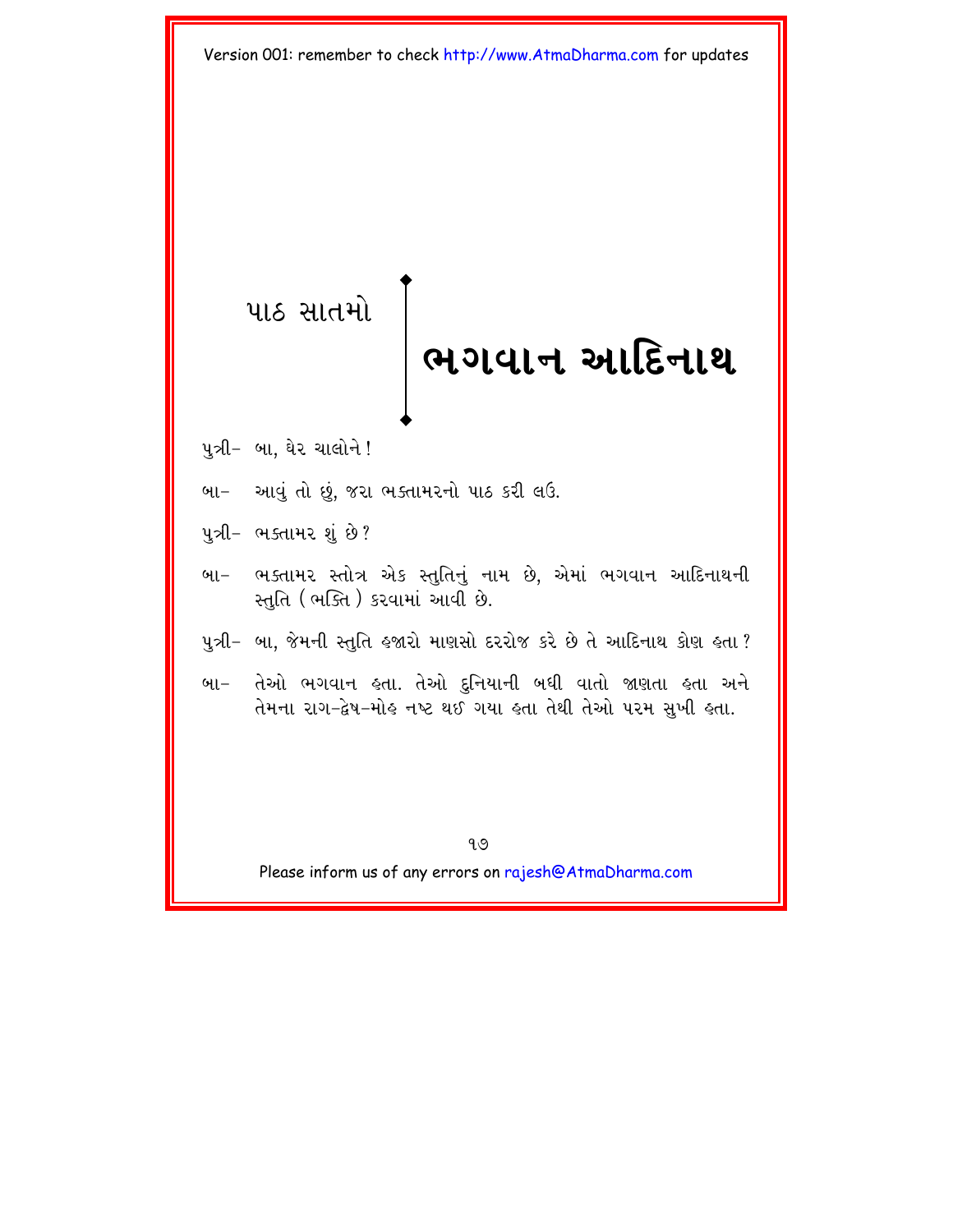પાઠ સાતમો

# ભગવાન આદિનાથ

પુત્રી– બા, ઘેર ચાલોને !

બા– આવું તો છું, જરા ભક્તામરનો પાઠ કરી લઉં.

પુત્રી– ભક્તામર શું છે ?

બા– ભક્તામર સ્તોત્ર એક સ્તુતિનું નામ છે, એમાં ભગવાન આદિનાથની સ્તુતિ ( ભક્તિ ) કરવામાં આવી છે.

પુત્રી– બા, જેમની સ્તુતિ હજારો માણસો દરરોજ કરે છે તે આદિનાથ કોણ હતા ?

બા– તેઓ ભગવાન હતા. તેઓ દુનિયાની બધી વાતો જાણતા હતા અને તેમના રાગ-દ્વેષ-મોહ નષ્ટ થઈ ગયા હતા તેથી તેઓ પરમ સુખી હતા.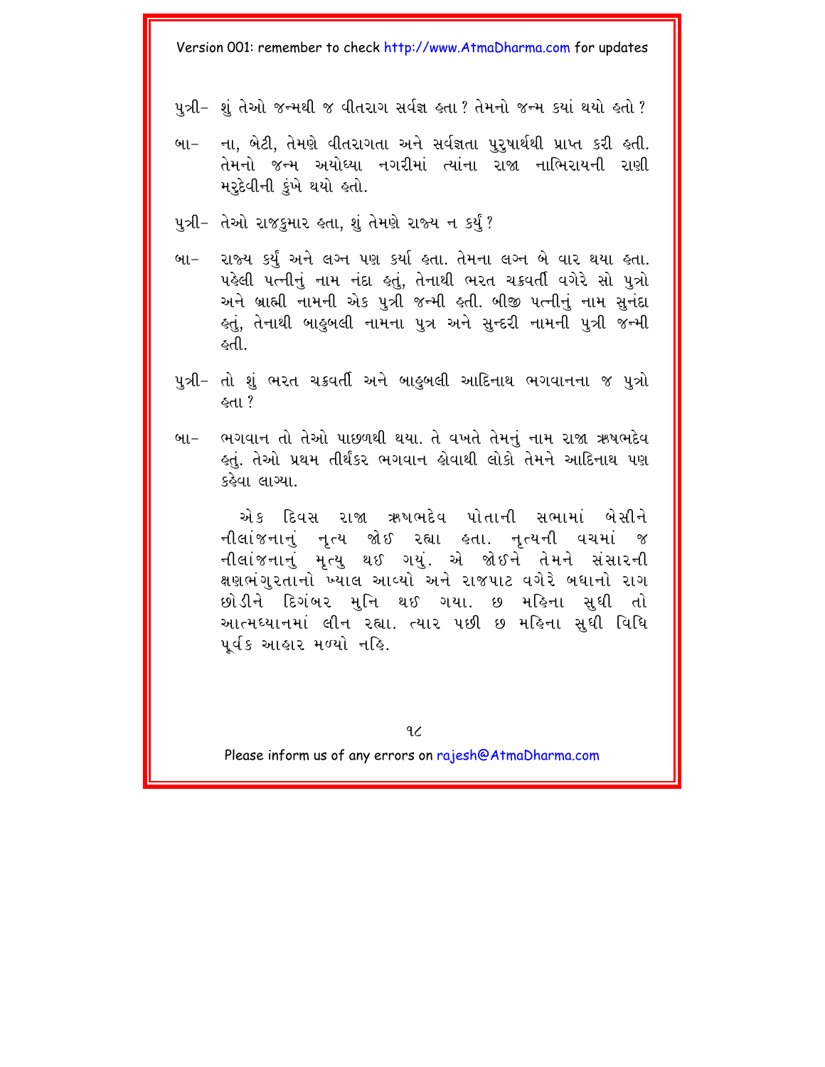પુત્રી– શું તેઓ જન્મથી જ વીતરાગ સર્વજ્ઞ હતા? તેમનો જન્મ ક્યાં થયો હતો?

બા– ના, બેટી, તેમણે વીતરાગતા અને સર્વજ્ઞતા પુરુષાર્થથી પ્રાપ્ત કરી હતી. તેમનો જન્મ અયોધ્યા નગરીમાં ત્યાંના રાજા નાભિરાયની રાણી મરુદેવીની કુંખે થયો હતો.

પુત્રી– તેઓ રાજકુમાર હતા, શું તેમણે રાજ્ય ન કર્યું?

બા– રાજ્ય કર્યું અને લગ્ન પણ કર્યા હતા. તેમના લગ્ન બે વાર થયા હતા. પહેલી પત્નીનું નામ નંદા હતું, તેનાથી ભરત ચક્રવર્તી વગેરે સો પુત્રો અને બ્રાહ્મી નામની એક પુત્રી જન્મી હતી. બીજી પત્નીનું નામ સુનંદા હતું, તેનાથી બાહુબલી નામના પુત્ર અને સુન્દરી નામની પુત્રી જન્મી હતી.

પુત્રી– તો શું ભરત ચક્રવર્તી અને બાહુબલી આદિનાથ ભગવાનના જ પુત્રો હતા?

બા– ભગવાન તો તેઓ પાછળથી થયા. તે વખતે તેમનું નામ રાજા ઋષભદેવ હતું. તેઓ પ્રથમ તીર્થંકર ભગવાન હોવાથી લોકો તેમને આદિનાથ પણ કહેવા લાગ્યા.

એક દિવસ રાજા ઋષભદેવ પોતાની સભામાં બેસીને નીલાંજનાનું નૃત્ય જોઈ રહ્યા હતા. નૃત્યની વચમાં જ નીલાંજનાનું મૃત્યુ થઈ ગયું. એ જોઈને તેમને સંસારની ક્ષણભંગુરતાનો ખ્યાલ આવ્યો અને રાજપાટ વગેરે બધાનો રાગ છોડીને દિગંબર મુનિ થઈ ગયા. છ મહિના સુધી તો આત્મધ્યાનમાં લીન રહ્યા. ત્યાર પછી છ મહિના સુધી વિધિ પૂર્વક આહાર મળ્યો નહિ.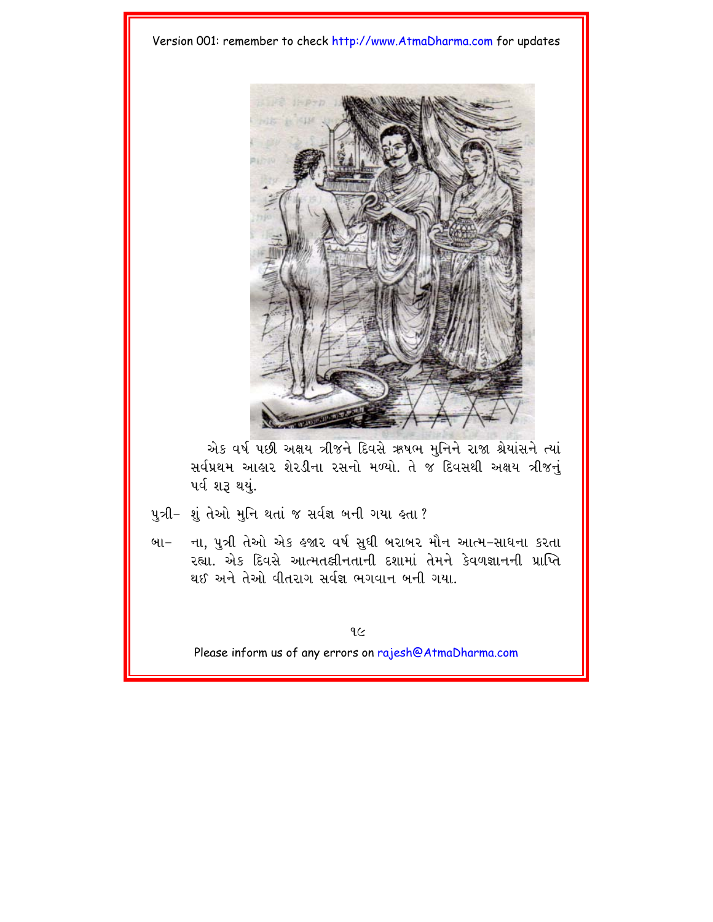એક વર્ષ પછી અક્ષય ત્રીજને દિવસે ઋષભ મુનિને રાજા શ્રેયાંસને ત્યાં સર્વપ્રથમ આહાર શેરડીના રસનો મળ્યો. તે જ દિવસથી અક્ષય ત્રીજનું પર્વ શરૂ થયું.

પુત્રી– શું તેઓ મુનિ થતાં જ સર્વજ્ઞ બની ગયા હતા?

બા– ના, પુત્રી તેઓ એક હજાર વર્ષ સુધી બરાબર મૌન આત્મ–સાધના કરતા રહ્યા. એક દિવસે આત્મતલ્લીનતાની દશામાં તેમને કેવળજ્ઞાનની પ્રાપ્તિ થઈ અને તેઓ વીતરાગ સર્વજ્ઞ ભગવાન બની ગયા.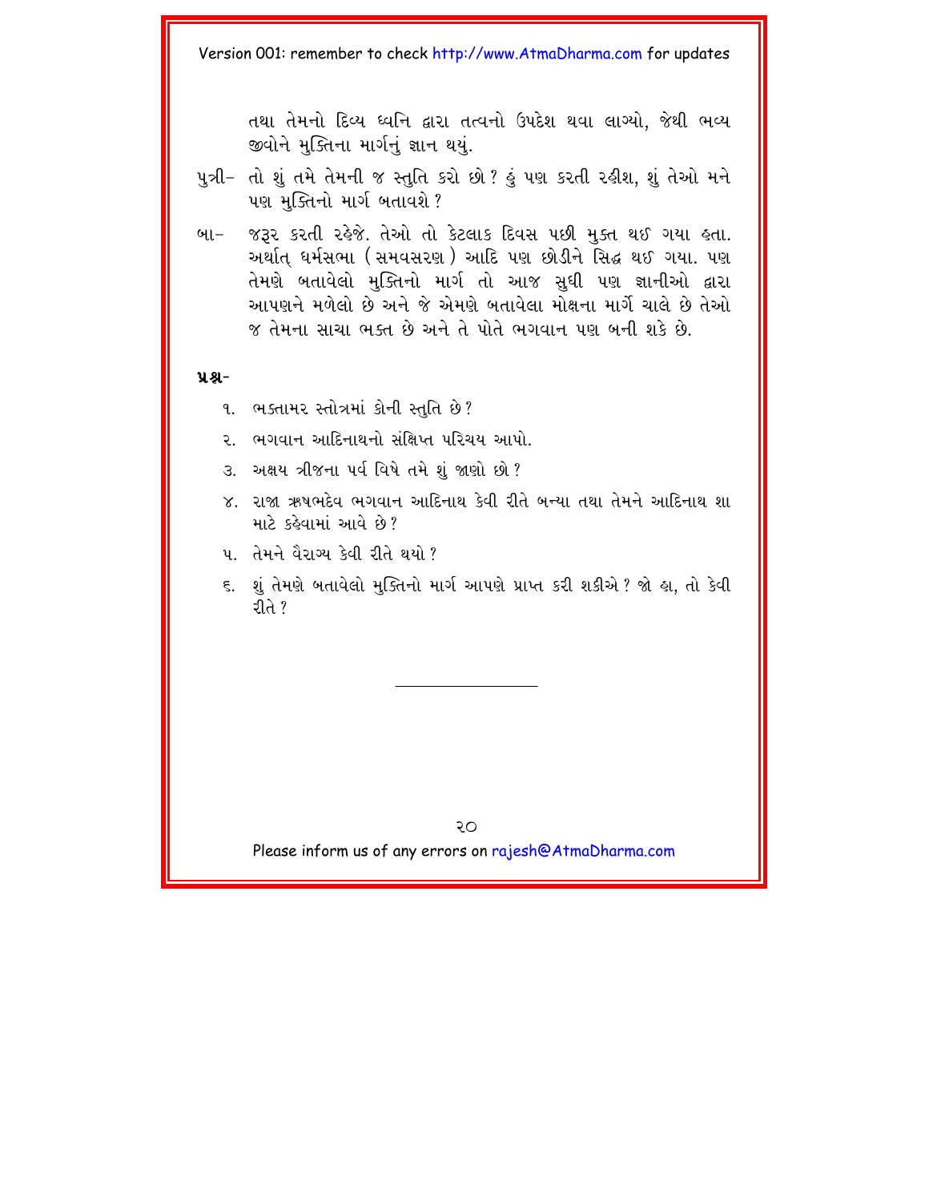તથા તેમનો દિવ્ય ધ્વનિ દ્વારા તત્વનો ઉપદેશ થવા લાગ્યો, જેથી ભવ્ય જીવોને મુક્તિના માર્ગનું જ્ઞાન થયું.

પુત્રી– તો શું તમે તેમની જ સ્તુતિ કરો છો? હું પણ કરતી રહીશ, શું તેઓ મને પણ મુક્તિનો માર્ગ બતાવશે?

બા– જરૂર કરતી રહેજે. તેઓ તો કેટલાક દિવસ પછી મુક્ત થઈ ગયા હતા. અર્થાત્ ધર્મસભા (સમવસરણ) આદિ પણ છોડીને સિદ્ધ થઈ ગયા. પણ તેમણે બતાવેલો મુક્તિનો માર્ગ તો આજ સુધી પણ જ્ઞાનીઓ દ્વારા આપણને મળેલો છે અને જે એમણે બતાવેલા મોક્ષના માર્ગે ચાલે છે તેઓ જ તેમના સાચા ભક્ત છે અને તે પોતે ભગવાન પણ બની શકે છે.

**પ્રશ્ન–**

૧. ભક્તામર સ્તોત્રમાં કોની સ્તુતિ છે?

૨. ભગવાન આદિનાથનો સંક્ષિપ્ત પરિચય આપો.

૩. અક્ષય ત્રીજના પર્વ વિષે તમે શું જાણો છો?

૪. રાજા ઋષભદેવ ભગવાન આદિનાથ કેવી રીતે બન્યા તથા તેમને આદિનાથ શા માટે કહેવામાં આવે છે?

૫. તેમને વૈરાગ્ય કેવી રીતે થયો?

૬. શું તેમણે બતાવેલો મુક્તિનો માર્ગ આપણે પ્રાપ્ત કરી શકીએ? જો હા, તો કેવી રીતે?

---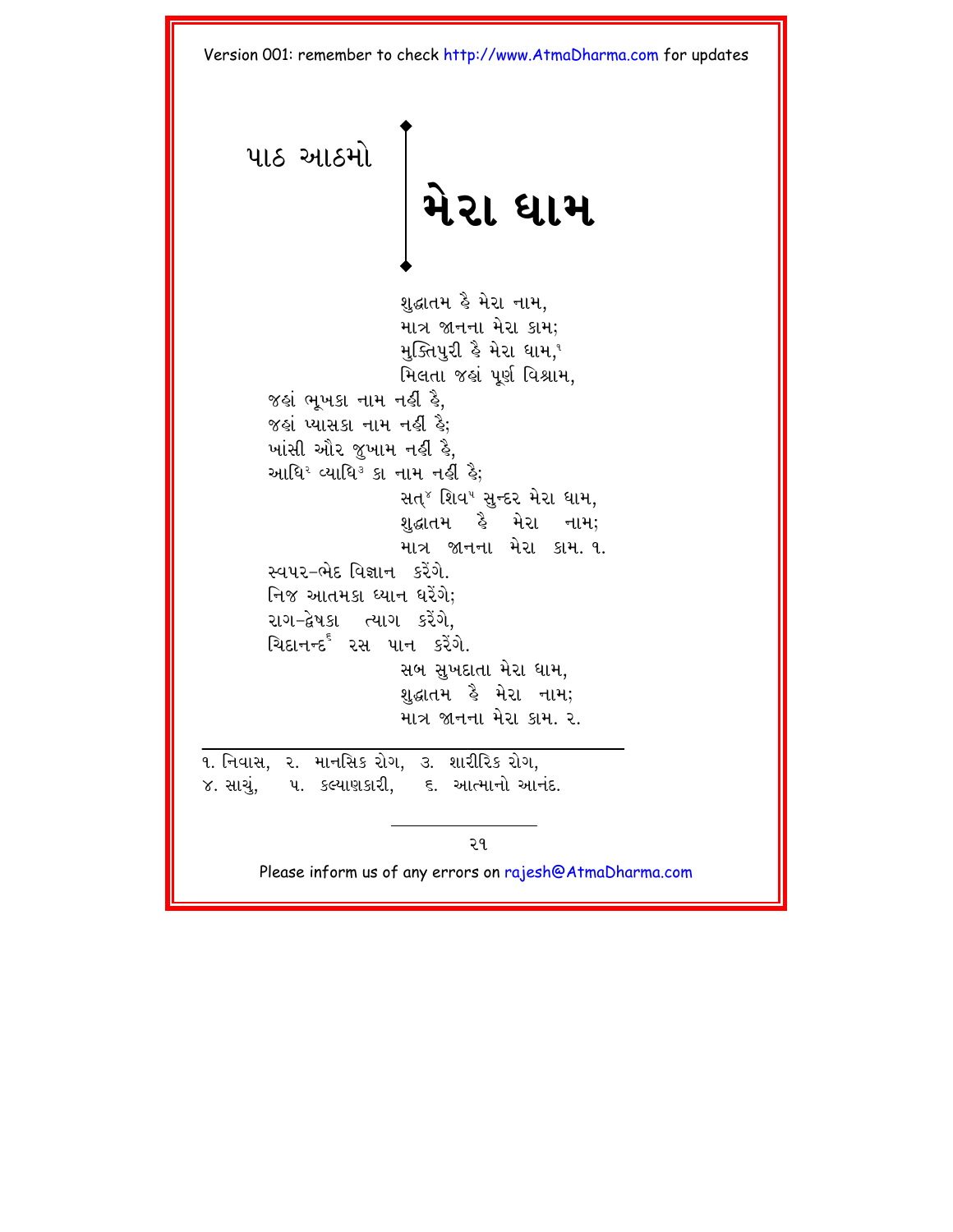પાઠ આઠમો

# મેરા ધામ

શુદ્ધાતમ હૈ મેરા નામ,
માત્ર જાનના મેરા કામ;
મુક્તિપુરી હૈ મેરા ધામ,[1]
મિલતા જહાં પૂર્ણ વિશ્રામ,

જહાં ભૂખકા નામ નહીં હૈ,
જહાં પ્યાસકા નામ નહીં હૈ;
ખાંસી ઔર જુખામ નહીં હૈ,
આધિ[2] વ્યાધિ[3] કા નામ નહીં હૈ;

સત્[4] શિવ[5] સુન્દર મેરા ધામ,
શુદ્ધાતમ હૈ મેરા નામ;
માત્ર જાનના મેરા કામ. ૧.

સ્વપર-ભેદ વિજ્ઞાન કરેંગે.
નિજ આતમકા ધ્યાન ધરેંગે;
રાગ-દ્વેષકા ત્યાગ કરેંગે,
ચિદાનન્દ[6] રસ પાન કરેંગે.

સબ સુખદાતા મેરા ધામ,
શુદ્ધાતમ હૈ મેરા નામ;
માત્ર જાનના મેરા કામ. ૨.

---

૧. નિવાસ, ૨. માનસિક રોગ, ૩. શારીરિક રોગ,
૪. સાચું, ૫. કલ્યાણકારી, ૬. આત્માનો આનંદ.